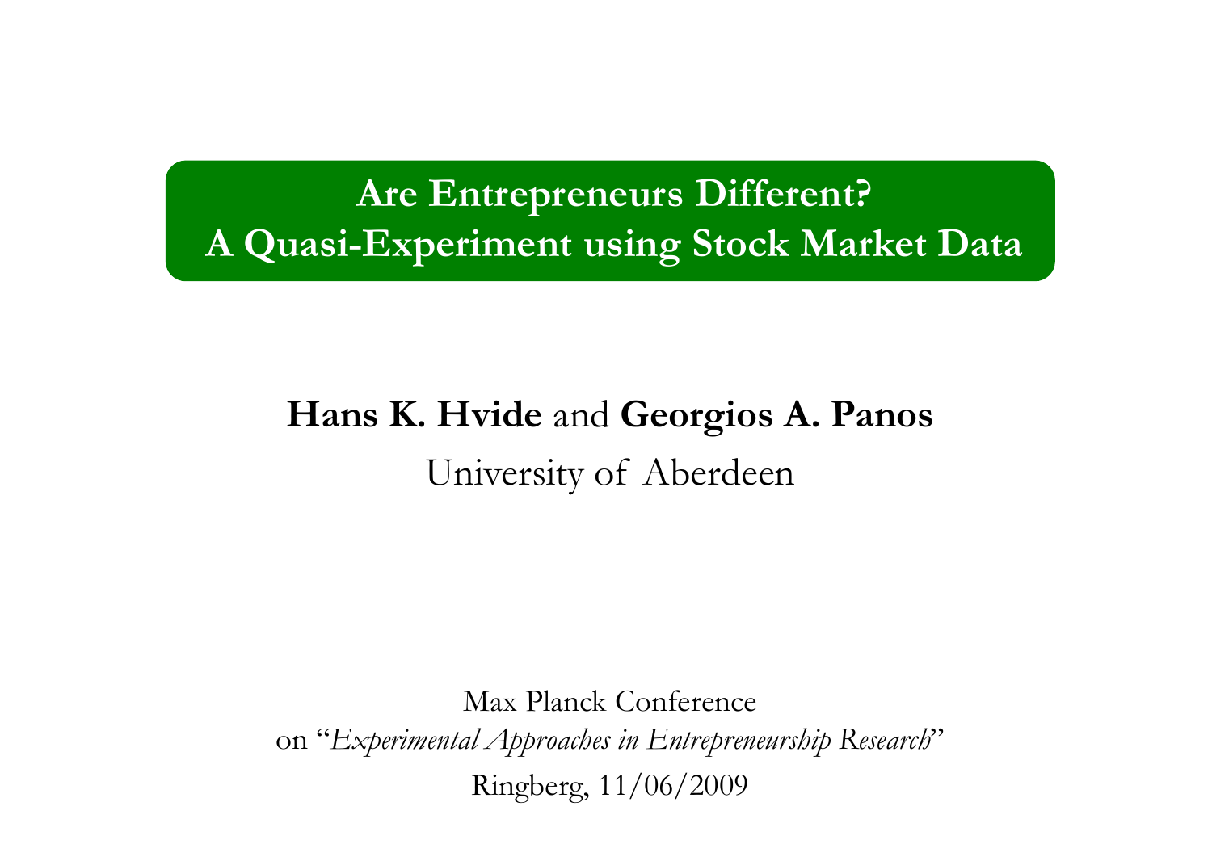# Are Entrepreneurs Different?
# A Quasi-Experiment using Stock Market Data

**Hans K. Hvide** and **Georgios A. Panos**

University of Aberdeen

Max Planck Conference

on "*Experimental Approaches in Entrepreneurship Research*"

Ringberg, 11/06/2009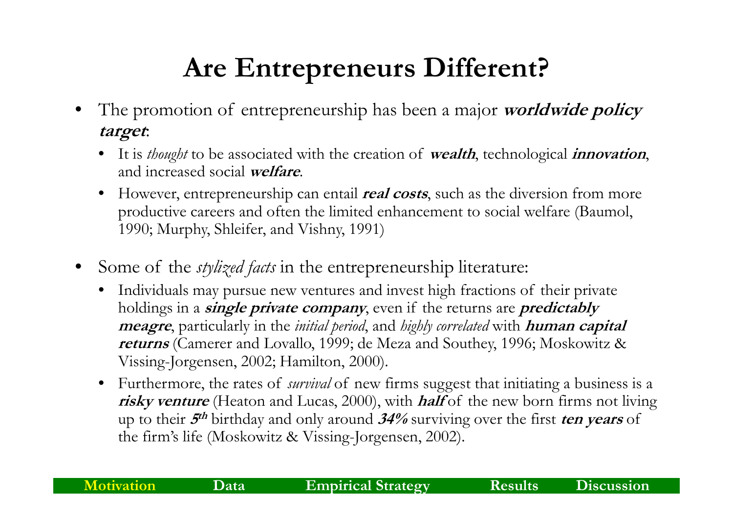# Are Entrepreneurs Different?

- The promotion of entrepreneurship has been a major ***worldwide policy target***:
  - It is *thought* to be associated with the creation of ***wealth***, technological ***innovation***, and increased social ***welfare***.
  - However, entrepreneurship can entail ***real costs***, such as the diversion from more productive careers and often the limited enhancement to social welfare (Baumol, 1990; Murphy, Shleifer, and Vishny, 1991)

- Some of the *stylized facts* in the entrepreneurship literature:
  - Individuals may pursue new ventures and invest high fractions of their private holdings in a ***single private company***, even if the returns are ***predictably meagre***, particularly in the *initial period*, and *highly correlated* with ***human capital returns*** (Camerer and Lovallo, 1999; de Meza and Southey, 1996; Moskowitz & Vissing-Jorgensen, 2002; Hamilton, 2000).
  - Furthermore, the rates of *survival* of new firms suggest that initiating a business is a ***risky venture*** (Heaton and Lucas, 2000), with ***half*** of the new born firms not living up to their ***5$^{th}$*** birthday and only around ***34%*** surviving over the first ***ten years*** of the firm's life (Moskowitz & Vissing-Jorgensen, 2002).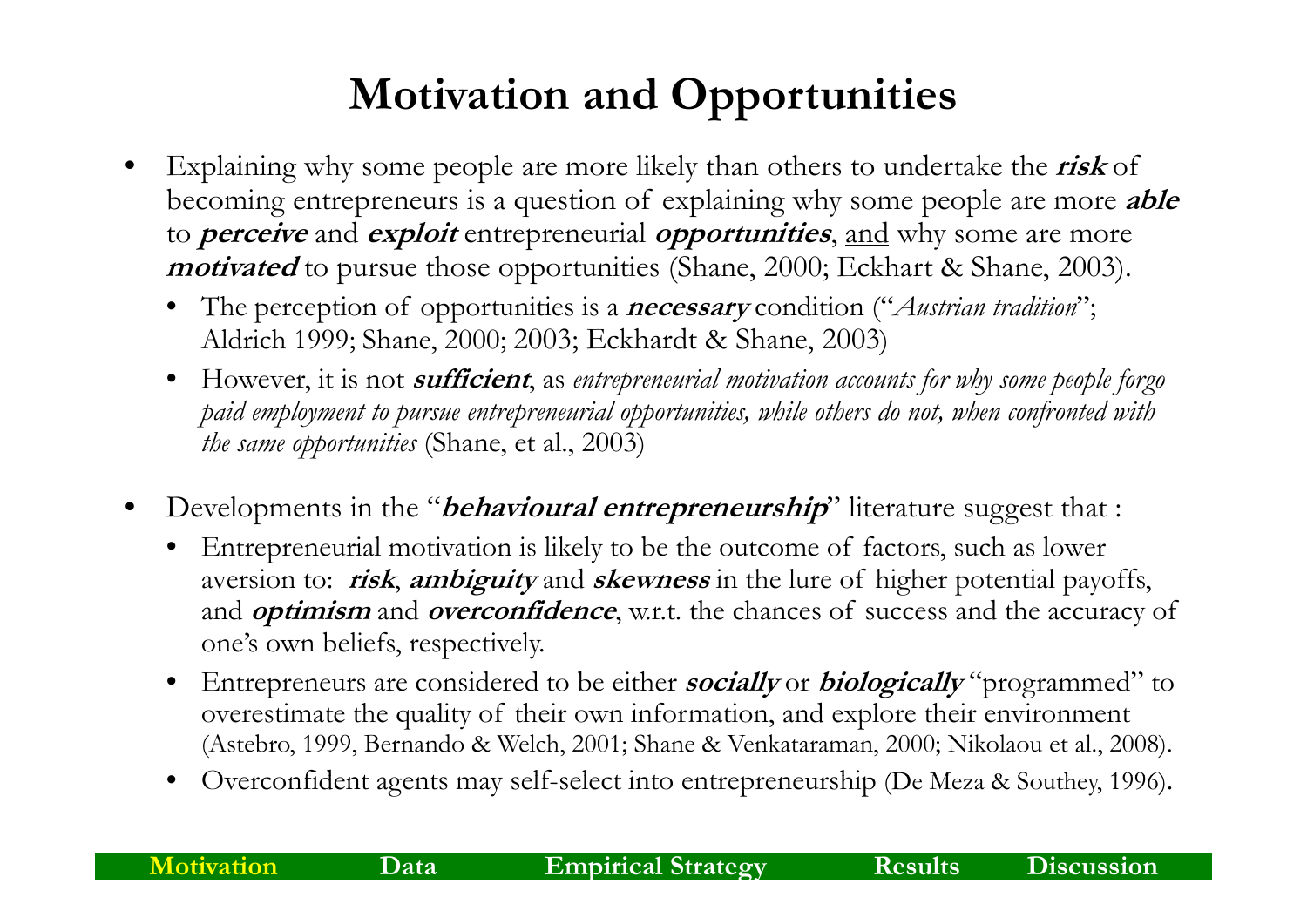# Motivation and Opportunities

- Explaining why some people are more likely than others to undertake the ***risk*** of becoming entrepreneurs is a question of explaining why some people are more ***able*** to ***perceive*** and ***exploit*** entrepreneurial ***opportunities***, and why some are more ***motivated*** to pursue those opportunities (Shane, 2000; Eckhart & Shane, 2003).
  - The perception of opportunities is a ***necessary*** condition ("*Austrian tradition*"; Aldrich 1999; Shane, 2000; 2003; Eckhardt & Shane, 2003)
  - However, it is not ***sufficient***, as *entrepreneurial motivation accounts for why some people forgo paid employment to pursue entrepreneurial opportunities, while others do not, when confronted with the same opportunities* (Shane, et al., 2003)
- Developments in the "***behavioural entrepreneurship***" literature suggest that :
  - Entrepreneurial motivation is likely to be the outcome of factors, such as lower aversion to: ***risk***, ***ambiguity*** and ***skewness*** in the lure of higher potential payoffs, and ***optimism*** and ***overconfidence***, w.r.t. the chances of success and the accuracy of one's own beliefs, respectively.
  - Entrepreneurs are considered to be either ***socially*** or ***biologically*** "programmed" to overestimate the quality of their own information, and explore their environment (Astebro, 1999, Bernando & Welch, 2001; Shane & Venkataraman, 2000; Nikolaou et al., 2008).
  - Overconfident agents may self-select into entrepreneurship (De Meza & Southey, 1996).

Motivation | Data | Empirical Strategy | Results | Discussion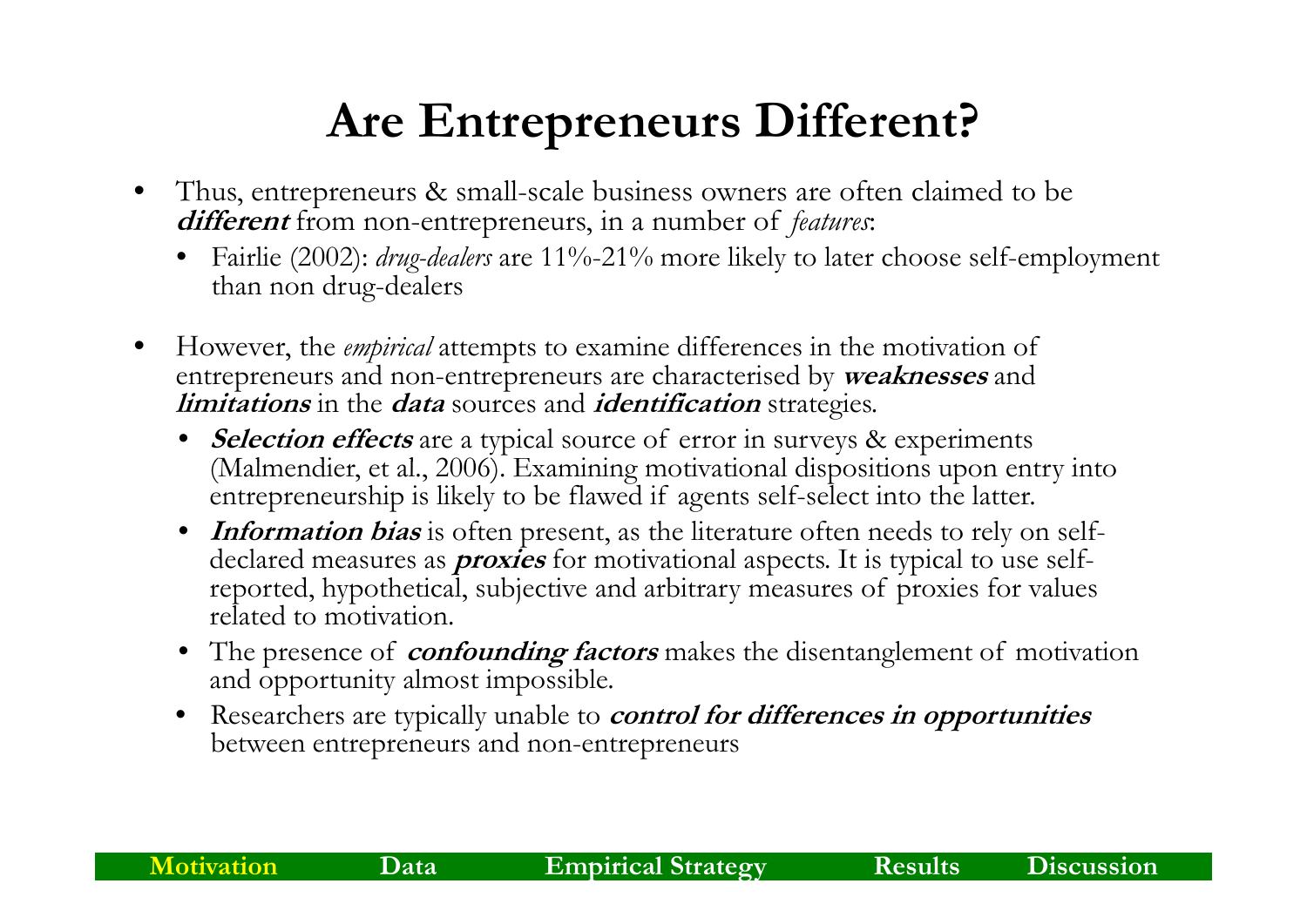# Are Entrepreneurs Different?

- Thus, entrepreneurs & small-scale business owners are often claimed to be ***different*** from non-entrepreneurs, in a number of *features*:
  - Fairlie (2002): *drug-dealers* are 11%-21% more likely to later choose self-employment than non drug-dealers

- However, the *empirical* attempts to examine differences in the motivation of entrepreneurs and non-entrepreneurs are characterised by ***weaknesses*** and ***limitations*** in the ***data*** sources and ***identification*** strategies.
  - ***Selection effects*** are a typical source of error in surveys & experiments (Malmendier, et al., 2006). Examining motivational dispositions upon entry into entrepreneurship is likely to be flawed if agents self-select into the latter.
  - ***Information bias*** is often present, as the literature often needs to rely on self-declared measures as ***proxies*** for motivational aspects. It is typical to use self-reported, hypothetical, subjective and arbitrary measures of proxies for values related to motivation.
  - The presence of ***confounding factors*** makes the disentanglement of motivation and opportunity almost impossible.
  - Researchers are typically unable to ***control for differences in opportunities*** between entrepreneurs and non-entrepreneurs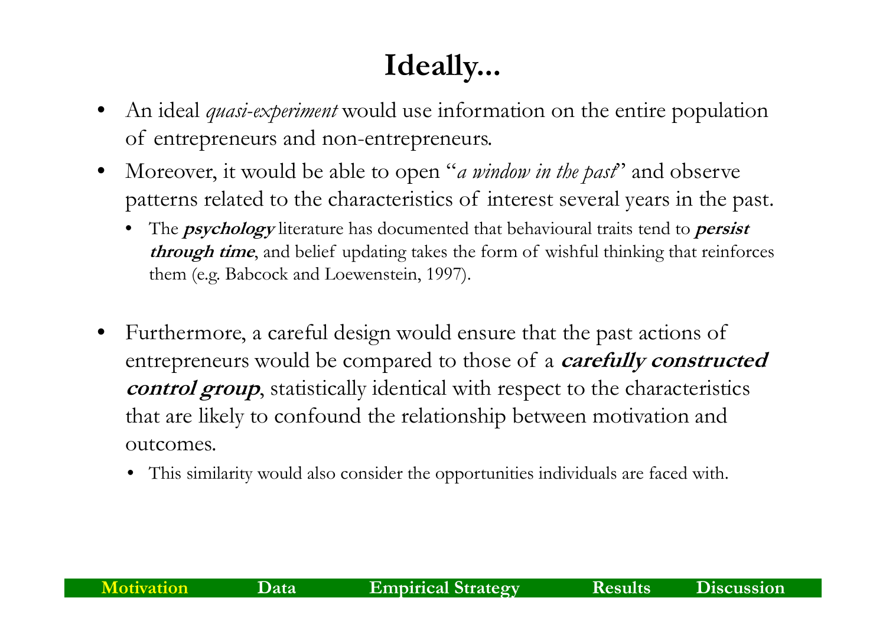# Ideally…

- An ideal *quasi-experiment* would use information on the entire population of entrepreneurs and non-entrepreneurs.
- Moreover, it would be able to open "*a window in the past*" and observe patterns related to the characteristics of interest several years in the past.
  - The ***psychology*** literature has documented that behavioural traits tend to ***persist through time***, and belief updating takes the form of wishful thinking that reinforces them (e.g. Babcock and Loewenstein, 1997).
- Furthermore, a careful design would ensure that the past actions of entrepreneurs would be compared to those of a ***carefully constructed control group***, statistically identical with respect to the characteristics that are likely to confound the relationship between motivation and outcomes.
  - This similarity would also consider the opportunities individuals are faced with.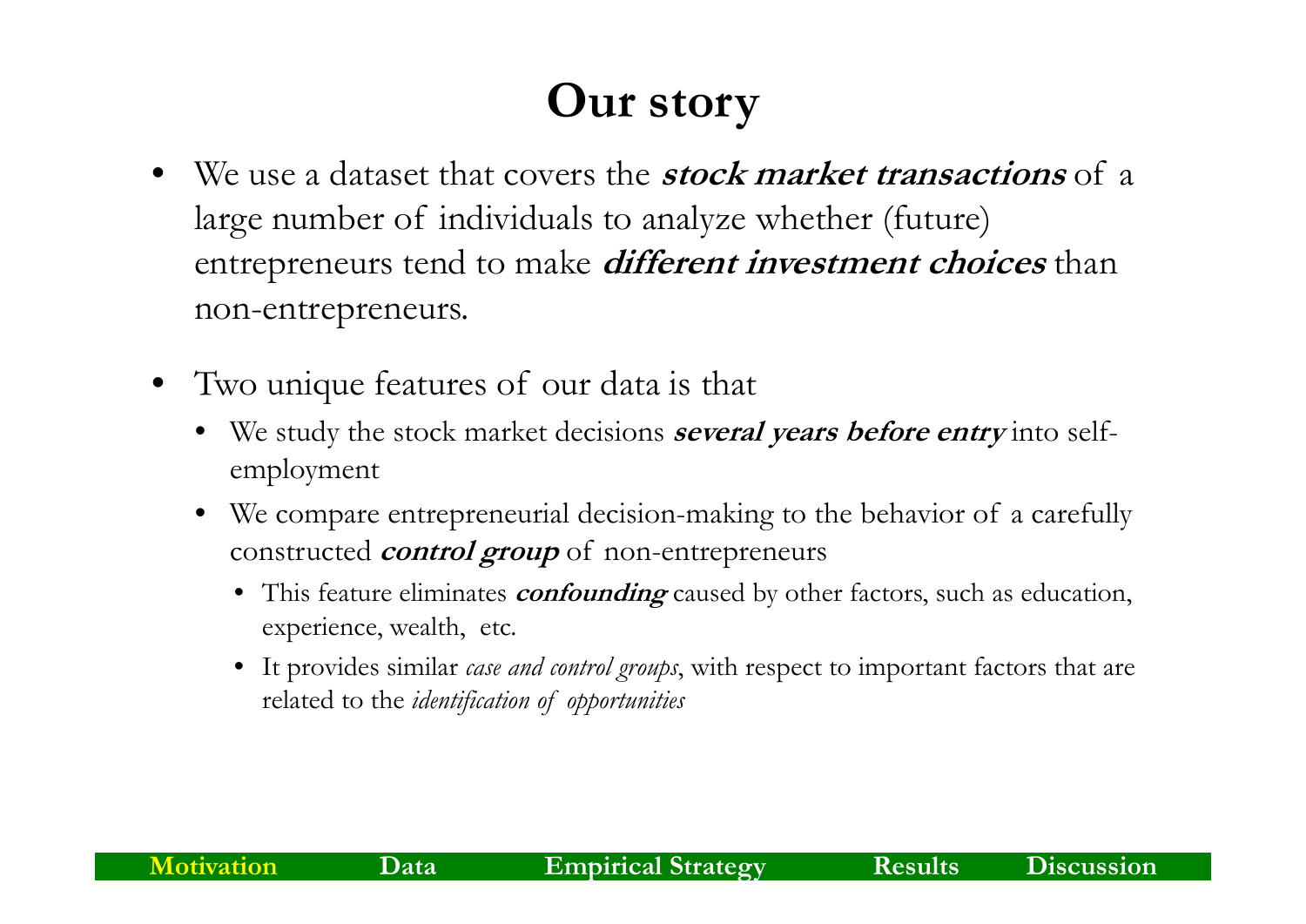# Our story

- We use a dataset that covers the ***stock market transactions*** of a large number of individuals to analyze whether (future) entrepreneurs tend to make ***different investment choices*** than non-entrepreneurs.

- Two unique features of our data is that
  - We study the stock market decisions ***several years before entry*** into self-employment
  - We compare entrepreneurial decision-making to the behavior of a carefully constructed ***control group*** of non-entrepreneurs
    - This feature eliminates ***confounding*** caused by other factors, such as education, experience, wealth, etc.
    - It provides similar *case and control groups*, with respect to important factors that are related to the *identification of opportunities*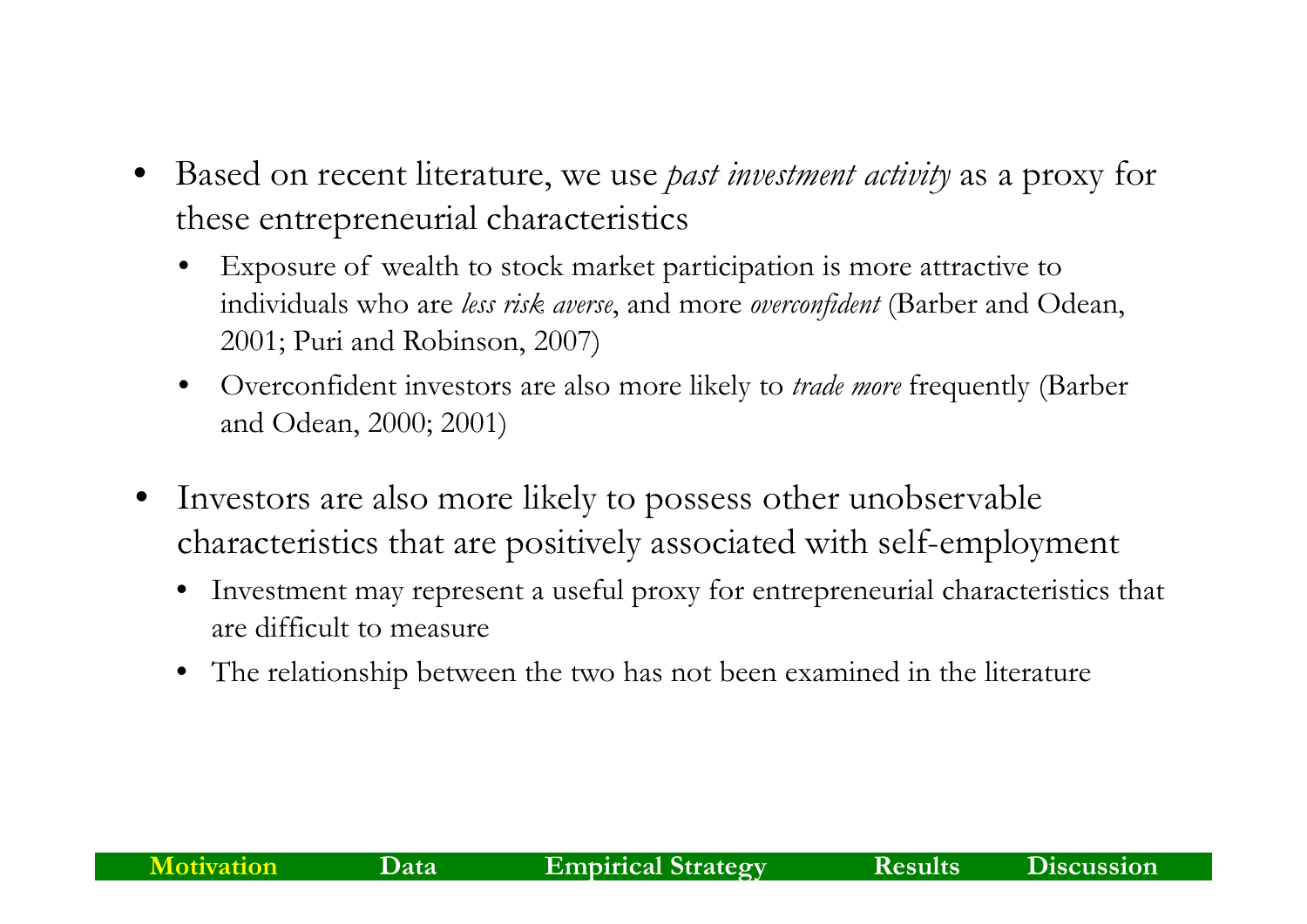- Based on recent literature, we use *past investment activity* as a proxy for these entrepreneurial characteristics
  - Exposure of wealth to stock market participation is more attractive to individuals who are *less risk averse*, and more *overconfident* (Barber and Odean, 2001; Puri and Robinson, 2007)
  - Overconfident investors are also more likely to *trade more* frequently (Barber and Odean, 2000; 2001)
- Investors are also more likely to possess other unobservable characteristics that are positively associated with self-employment
  - Investment may represent a useful proxy for entrepreneurial characteristics that are difficult to measure
  - The relationship between the two has not been examined in the literature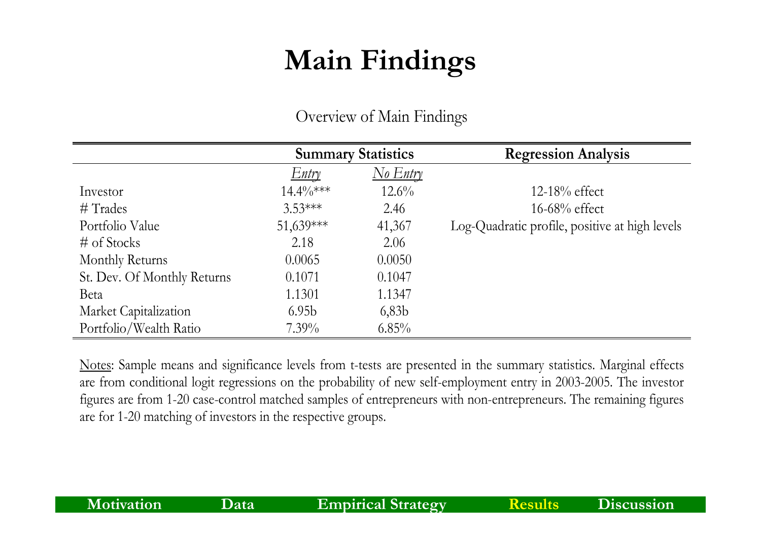# Main Findings

Overview of Main Findings

| | Summary Statistics | | Regression Analysis |
|---|---|---|---|
| | *Entry* | *No Entry* | |
| Investor | 14.4%*** | 12.6% | 12-18% effect |
| # Trades | 3.53*** | 2.46 | 16-68% effect |
| Portfolio Value | 51,639*** | 41,367 | Log-Quadratic profile, positive at high levels |
| # of Stocks | 2.18 | 2.06 | |
| Monthly Returns | 0.0065 | 0.0050 | |
| St. Dev. Of Monthly Returns | 0.1071 | 0.1047 | |
| Beta | 1.1301 | 1.1347 | |
| Market Capitalization | 6.95b | 6,83b | |
| Portfolio/Wealth Ratio | 7.39% | 6.85% | |

Notes: Sample means and significance levels from t-tests are presented in the summary statistics. Marginal effects are from conditional logit regressions on the probability of new self-employment entry in 2003-2005. The investor figures are from 1-20 case-control matched samples of entrepreneurs with non-entrepreneurs. The remaining figures are for 1-20 matching of investors in the respective groups.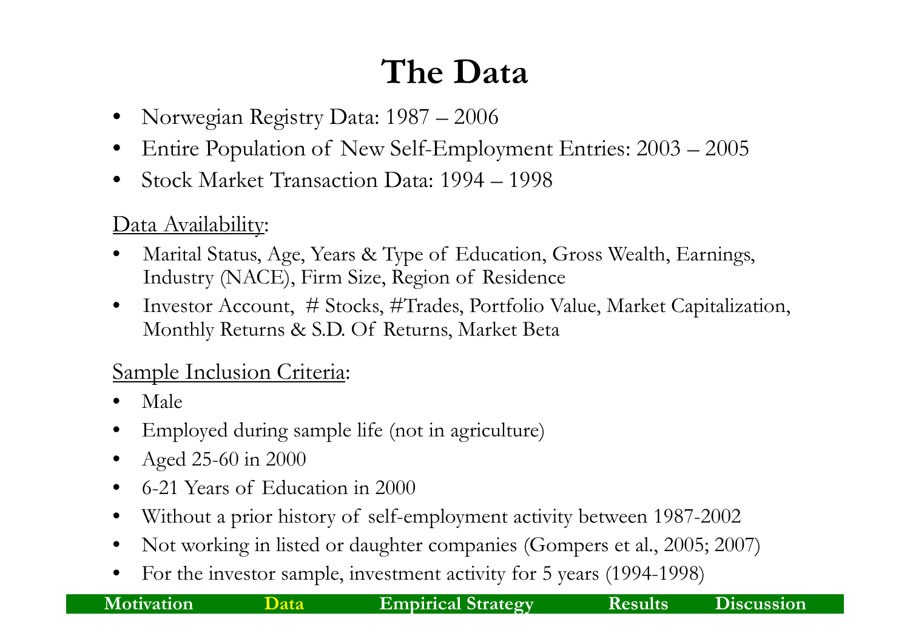# The Data

- Norwegian Registry Data: 1987 – 2006
- Entire Population of New Self-Employment Entries: 2003 – 2005
- Stock Market Transaction Data: 1994 – 1998

<u>Data Availability</u>:

- Marital Status, Age, Years & Type of Education, Gross Wealth, Earnings, Industry (NACE), Firm Size, Region of Residence
- Investor Account, # Stocks, #Trades, Portfolio Value, Market Capitalization, Monthly Returns & S.D. Of Returns, Market Beta

<u>Sample Inclusion Criteria</u>:

- Male
- Employed during sample life (not in agriculture)
- Aged 25-60 in 2000
- 6-21 Years of Education in 2000
- Without a prior history of self-employment activity between 1987-2002
- Not working in listed or daughter companies (Gompers et al., 2005; 2007)
- For the investor sample, investment activity for 5 years (1994-1998)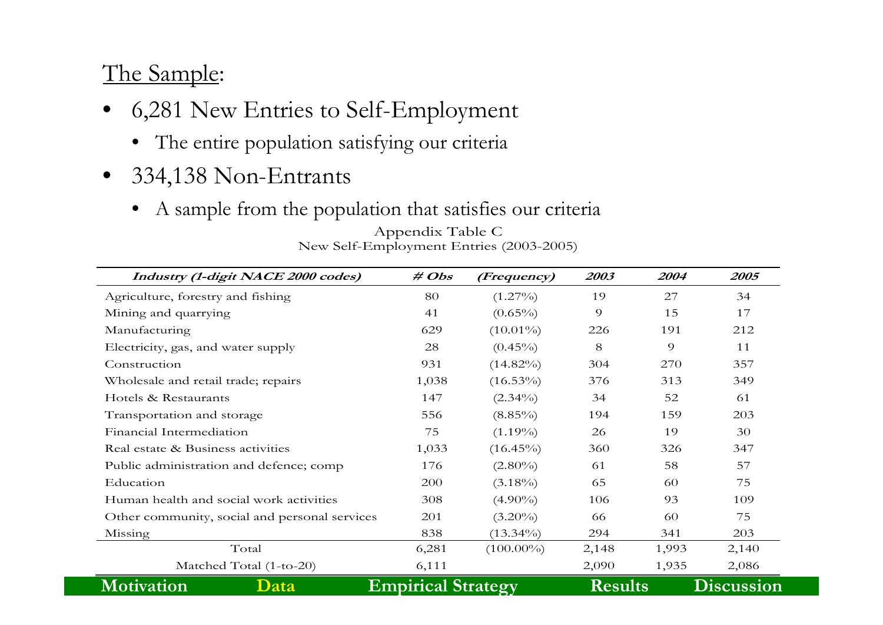## The Sample:

- 6,281 New Entries to Self-Employment
  - The entire population satisfying our criteria
- 334,138 Non-Entrants
  - A sample from the population that satisfies our criteria

Appendix Table C
New Self-Employment Entries (2003-2005)

| *Industry (1-digit NACE 2000 codes)* | *# Obs* | *(Frequency)* | *2003* | *2004* | *2005* |
|---|---|---|---|---|---|
| Agriculture, forestry and fishing | 80 | (1.27%) | 19 | 27 | 34 |
| Mining and quarrying | 41 | (0.65%) | 9 | 15 | 17 |
| Manufacturing | 629 | (10.01%) | 226 | 191 | 212 |
| Electricity, gas, and water supply | 28 | (0.45%) | 8 | 9 | 11 |
| Construction | 931 | (14.82%) | 304 | 270 | 357 |
| Wholesale and retail trade; repairs | 1,038 | (16.53%) | 376 | 313 | 349 |
| Hotels & Restaurants | 147 | (2.34%) | 34 | 52 | 61 |
| Transportation and storage | 556 | (8.85%) | 194 | 159 | 203 |
| Financial Intermediation | 75 | (1.19%) | 26 | 19 | 30 |
| Real estate & Business activities | 1,033 | (16.45%) | 360 | 326 | 347 |
| Public administration and defence; comp | 176 | (2.80%) | 61 | 58 | 57 |
| Education | 200 | (3.18%) | 65 | 60 | 75 |
| Human health and social work activities | 308 | (4.90%) | 106 | 93 | 109 |
| Other community, social and personal services | 201 | (3.20%) | 66 | 60 | 75 |
| Missing | 838 | (13.34%) | 294 | 341 | 203 |
| Total | 6,281 | (100.00%) | 2,148 | 1,993 | 2,140 |
| Matched Total (1-to-20) | 6,111 | | 2,090 | 1,935 | 2,086 |

**Motivation** **Data** **Empirical Strategy** **Results** **Discussion**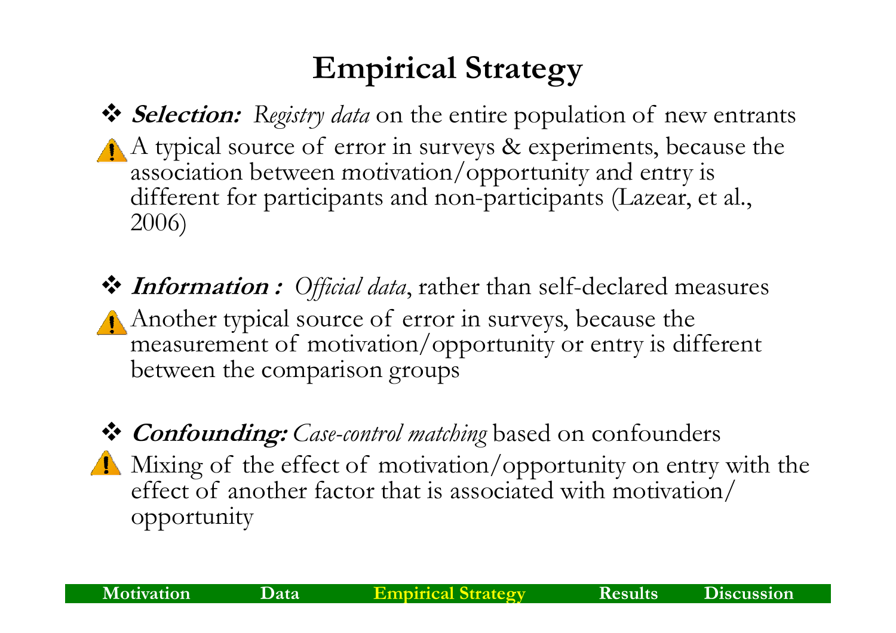# Empirical Strategy

- ***Selection:*** *Registry data* on the entire population of new entrants
  - ⚠ A typical source of error in surveys & experiments, because the association between motivation/opportunity and entry is different for participants and non-participants (Lazear, et al., 2006)

- ***Information :*** *Official data*, rather than self-declared measures
  - ⚠ Another typical source of error in surveys, because the measurement of motivation/opportunity or entry is different between the comparison groups

- ***Confounding:*** *Case-control matching* based on confounders
  - ⚠ Mixing of the effect of motivation/opportunity on entry with the effect of another factor that is associated with motivation/opportunity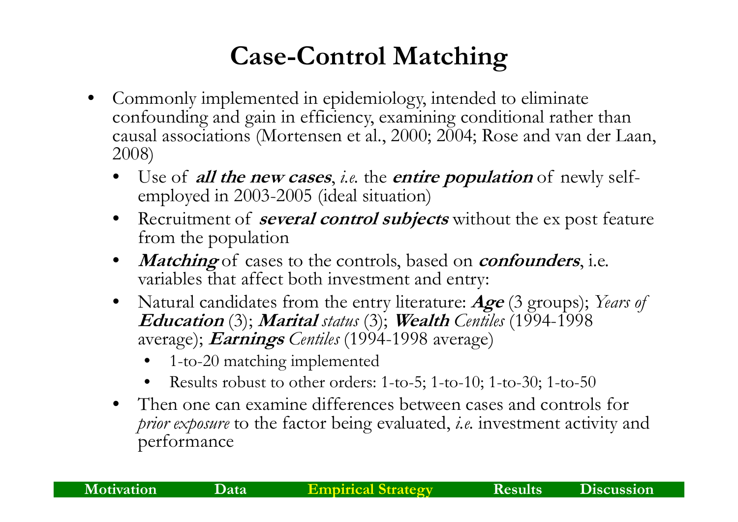# Case-Control Matching

- Commonly implemented in epidemiology, intended to eliminate confounding and gain in efficiency, examining conditional rather than causal associations (Mortensen et al., 2000; 2004; Rose and van der Laan, 2008)
  - Use of ***all the new cases***, *i.e.* the ***entire population*** of newly self-employed in 2003-2005 (ideal situation)
  - Recruitment of ***several control subjects*** without the ex post feature from the population
  - ***Matching*** of cases to the controls, based on ***confounders***, i.e. variables that affect both investment and entry:
  - Natural candidates from the entry literature: ***Age*** (3 groups); *Years of* ***Education*** (3); ***Marital*** *status* (3); ***Wealth*** *Centiles* (1994-1998 average); ***Earnings*** *Centiles* (1994-1998 average)
    - 1-to-20 matching implemented
    - Results robust to other orders: 1-to-5; 1-to-10; 1-to-30; 1-to-50
  - Then one can examine differences between cases and controls for *prior exposure* to the factor being evaluated, *i.e.* investment activity and performance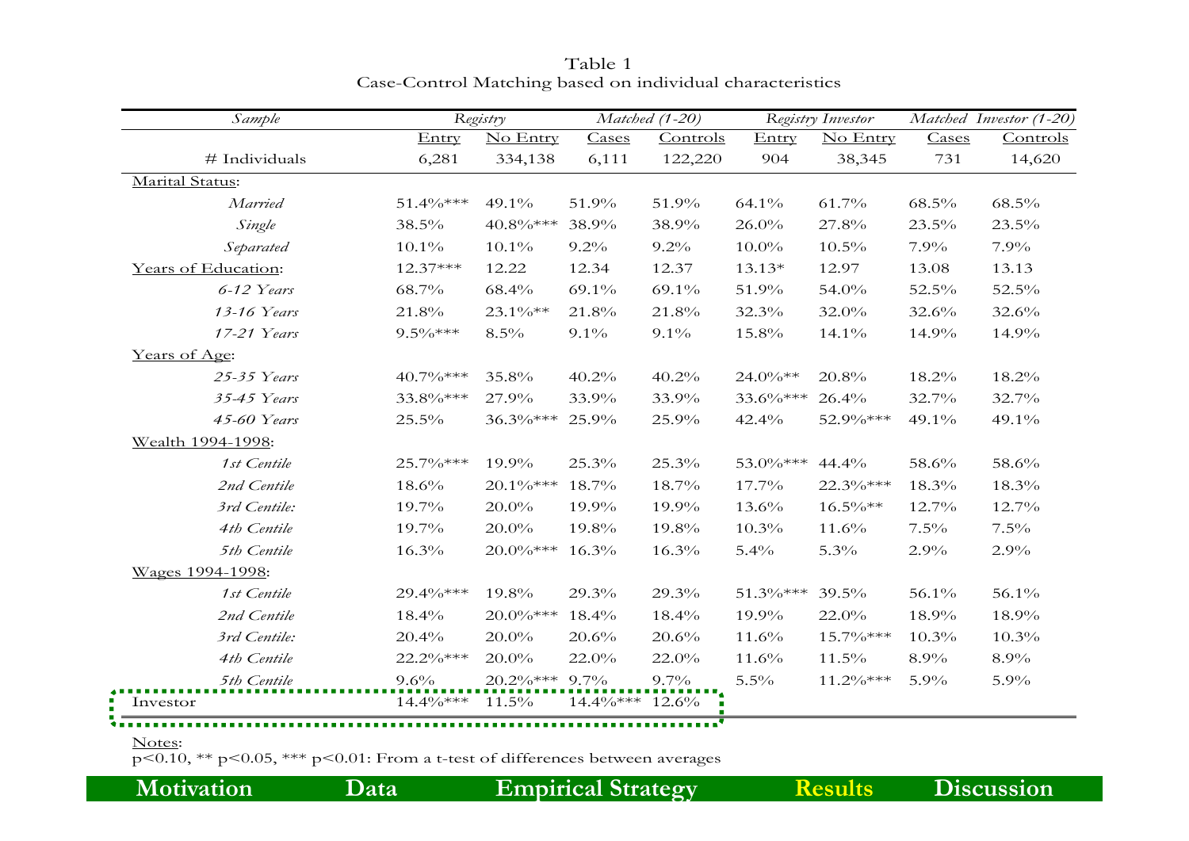Table 1
Case-Control Matching based on individual characteristics

| *Sample* | *Registry* | | *Matched (1-20)* | | *Registry Investor* | | *Matched Investor (1-20)* | |
|---|---|---|---|---|---|---|---|---|
| | Entry | No Entry | Cases | Controls | Entry | No Entry | Cases | Controls |
| # Individuals | 6,281 | 334,138 | 6,111 | 122,220 | 904 | 38,345 | 731 | 14,620 |
| Marital Status: | | | | | | | | |
| *Married* | 51.4%*** | 49.1% | 51.9% | 51.9% | 64.1% | 61.7% | 68.5% | 68.5% |
| *Single* | 38.5% | 40.8%*** | 38.9% | 38.9% | 26.0% | 27.8% | 23.5% | 23.5% |
| *Separated* | 10.1% | 10.1% | 9.2% | 9.2% | 10.0% | 10.5% | 7.9% | 7.9% |
| Years of Education: | 12.37*** | 12.22 | 12.34 | 12.37 | 13.13* | 12.97 | 13.08 | 13.13 |
| *6-12 Years* | 68.7% | 68.4% | 69.1% | 69.1% | 51.9% | 54.0% | 52.5% | 52.5% |
| *13-16 Years* | 21.8% | 23.1%** | 21.8% | 21.8% | 32.3% | 32.0% | 32.6% | 32.6% |
| *17-21 Years* | 9.5%*** | 8.5% | 9.1% | 9.1% | 15.8% | 14.1% | 14.9% | 14.9% |
| Years of Age: | | | | | | | | |
| *25-35 Years* | 40.7%*** | 35.8% | 40.2% | 40.2% | 24.0%** | 20.8% | 18.2% | 18.2% |
| *35-45 Years* | 33.8%*** | 27.9% | 33.9% | 33.9% | 33.6%*** | 26.4% | 32.7% | 32.7% |
| *45-60 Years* | 25.5% | 36.3%*** | 25.9% | 25.9% | 42.4% | 52.9%*** | 49.1% | 49.1% |
| Wealth 1994-1998: | | | | | | | | |
| *1st Centile* | 25.7%*** | 19.9% | 25.3% | 25.3% | 53.0%*** | 44.4% | 58.6% | 58.6% |
| *2nd Centile* | 18.6% | 20.1%*** | 18.7% | 18.7% | 17.7% | 22.3%*** | 18.3% | 18.3% |
| *3rd Centile:* | 19.7% | 20.0% | 19.9% | 19.9% | 13.6% | 16.5%** | 12.7% | 12.7% |
| *4th Centile* | 19.7% | 20.0% | 19.8% | 19.8% | 10.3% | 11.6% | 7.5% | 7.5% |
| *5th Centile* | 16.3% | 20.0%*** | 16.3% | 16.3% | 5.4% | 5.3% | 2.9% | 2.9% |
| Wages 1994-1998: | | | | | | | | |
| *1st Centile* | 29.4%*** | 19.8% | 29.3% | 29.3% | 51.3%*** | 39.5% | 56.1% | 56.1% |
| *2nd Centile* | 18.4% | 20.0%*** | 18.4% | 18.4% | 19.9% | 22.0% | 18.9% | 18.9% |
| *3rd Centile:* | 20.4% | 20.0% | 20.6% | 20.6% | 11.6% | 15.7%*** | 10.3% | 10.3% |
| *4th Centile* | 22.2%*** | 20.0% | 22.0% | 22.0% | 11.6% | 11.5% | 8.9% | 8.9% |
| *5th Centile* | 9.6% | 20.2%*** | 9.7% | 9.7% | 5.5% | 11.2%*** | 5.9% | 5.9% |
| Investor | 14.4%*** | 11.5% | 14.4%*** | 12.6% | | | | |

Notes:
$p<0.10$, ** $p<0.05$, *** $p<0.01$: From a t-test of differences between averages

**Motivation** **Data** **Empirical Strategy** **Results** **Discussion**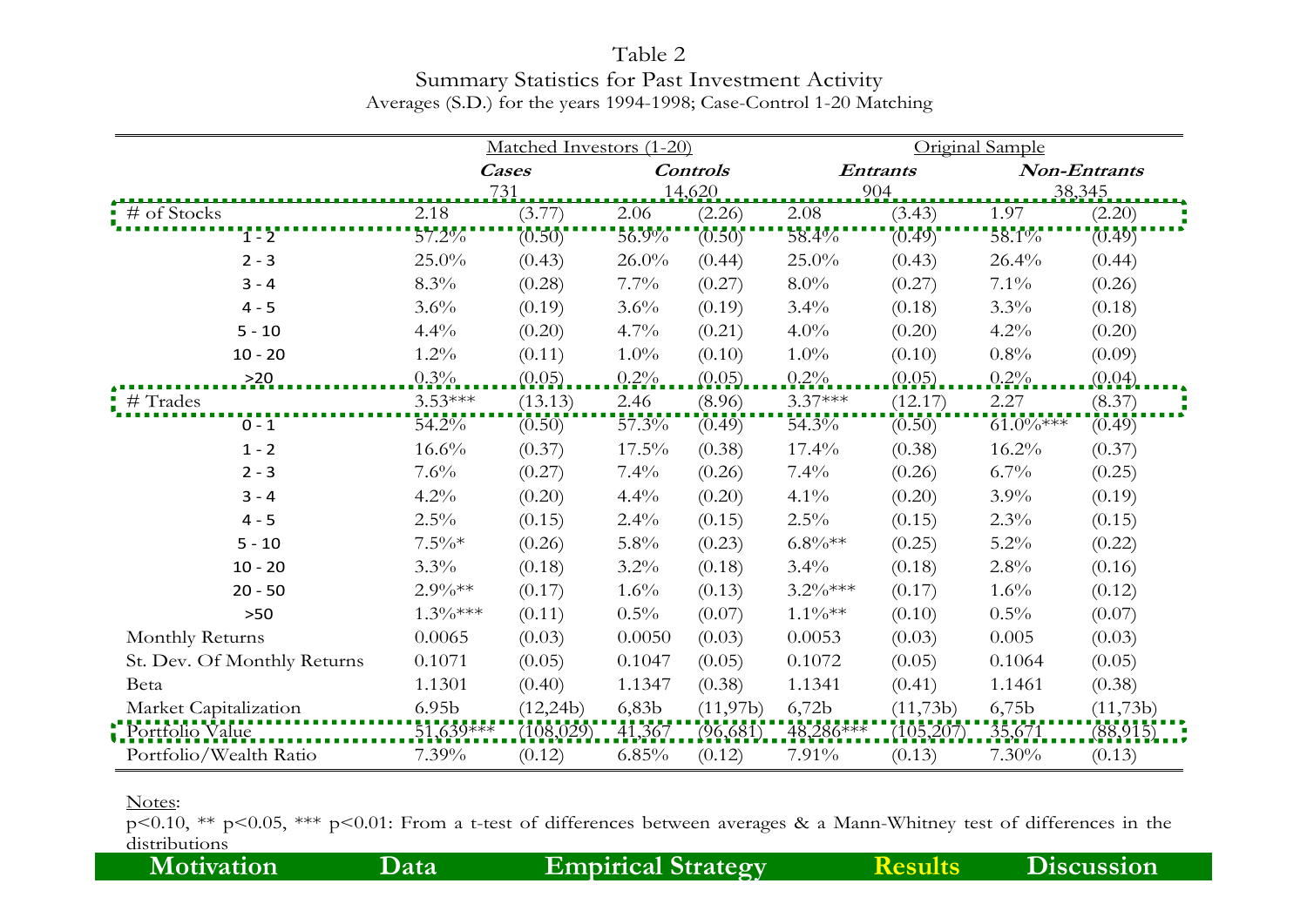Table 2

Summary Statistics for Past Investment Activity

Averages (S.D.) for the years 1994-1998; Case-Control 1-20 Matching

| | Matched Investors (1-20) | | | | Original Sample | | | |
|---|---|---|---|---|---|---|---|---|
| | ***Cases*** | | ***Controls*** | | ***Entrants*** | | ***Non-Entrants*** | |
| | 731 | | 14,620 | | 904 | | 38,345 | |
| # of Stocks | 2.18 | (3.77) | 2.06 | (2.26) | 2.08 | (3.43) | 1.97 | (2.20) |
| 1 - 2 | 57.2% | (0.50) | 56.9% | (0.50) | 58.4% | (0.49) | 58.1% | (0.49) |
| 2 - 3 | 25.0% | (0.43) | 26.0% | (0.44) | 25.0% | (0.43) | 26.4% | (0.44) |
| 3 - 4 | 8.3% | (0.28) | 7.7% | (0.27) | 8.0% | (0.27) | 7.1% | (0.26) |
| 4 - 5 | 3.6% | (0.19) | 3.6% | (0.19) | 3.4% | (0.18) | 3.3% | (0.18) |
| 5 - 10 | 4.4% | (0.20) | 4.7% | (0.21) | 4.0% | (0.20) | 4.2% | (0.20) |
| 10 - 20 | 1.2% | (0.11) | 1.0% | (0.10) | 1.0% | (0.10) | 0.8% | (0.09) |
| >20 | 0.3% | (0.05) | 0.2% | (0.05) | 0.2% | (0.05) | 0.2% | (0.04) |
| # Trades | 3.53*** | (13.13) | 2.46 | (8.96) | 3.37*** | (12.17) | 2.27 | (8.37) |
| 0 - 1 | 54.2% | (0.50) | 57.3% | (0.49) | 54.3% | (0.50) | 61.0%*** | (0.49) |
| 1 - 2 | 16.6% | (0.37) | 17.5% | (0.38) | 17.4% | (0.38) | 16.2% | (0.37) |
| 2 - 3 | 7.6% | (0.27) | 7.4% | (0.26) | 7.4% | (0.26) | 6.7% | (0.25) |
| 3 - 4 | 4.2% | (0.20) | 4.4% | (0.20) | 4.1% | (0.20) | 3.9% | (0.19) |
| 4 - 5 | 2.5% | (0.15) | 2.4% | (0.15) | 2.5% | (0.15) | 2.3% | (0.15) |
| 5 - 10 | 7.5%* | (0.26) | 5.8% | (0.23) | 6.8%** | (0.25) | 5.2% | (0.22) |
| 10 - 20 | 3.3% | (0.18) | 3.2% | (0.18) | 3.4% | (0.18) | 2.8% | (0.16) |
| 20 - 50 | 2.9%** | (0.17) | 1.6% | (0.13) | 3.2%*** | (0.17) | 1.6% | (0.12) |
| >50 | 1.3%*** | (0.11) | 0.5% | (0.07) | 1.1%** | (0.10) | 0.5% | (0.07) |
| Monthly Returns | 0.0065 | (0.03) | 0.0050 | (0.03) | 0.0053 | (0.03) | 0.005 | (0.03) |
| St. Dev. Of Monthly Returns | 0.1071 | (0.05) | 0.1047 | (0.05) | 0.1072 | (0.05) | 0.1064 | (0.05) |
| Beta | 1.1301 | (0.40) | 1.1347 | (0.38) | 1.1341 | (0.41) | 1.1461 | (0.38) |
| Market Capitalization | 6.95b | (12,24b) | 6,83b | (11,97b) | 6,72b | (11,73b) | 6,75b | (11,73b) |
| Portfolio Value | 51,639*** | (108,029) | 41,367 | (96,681) | 48,286*** | (105,207) | 35,671 | (88,915) |
| Portfolio/Wealth Ratio | 7.39% | (0.12) | 6.85% | (0.12) | 7.91% | (0.13) | 7.30% | (0.13) |

Notes:

p<0.10, ** p<0.05, *** p<0.01: From a t-test of differences between averages & a Mann-Whitney test of differences in the distributions

**Motivation** **Data** **Empirical Strategy** **Results** **Discussion**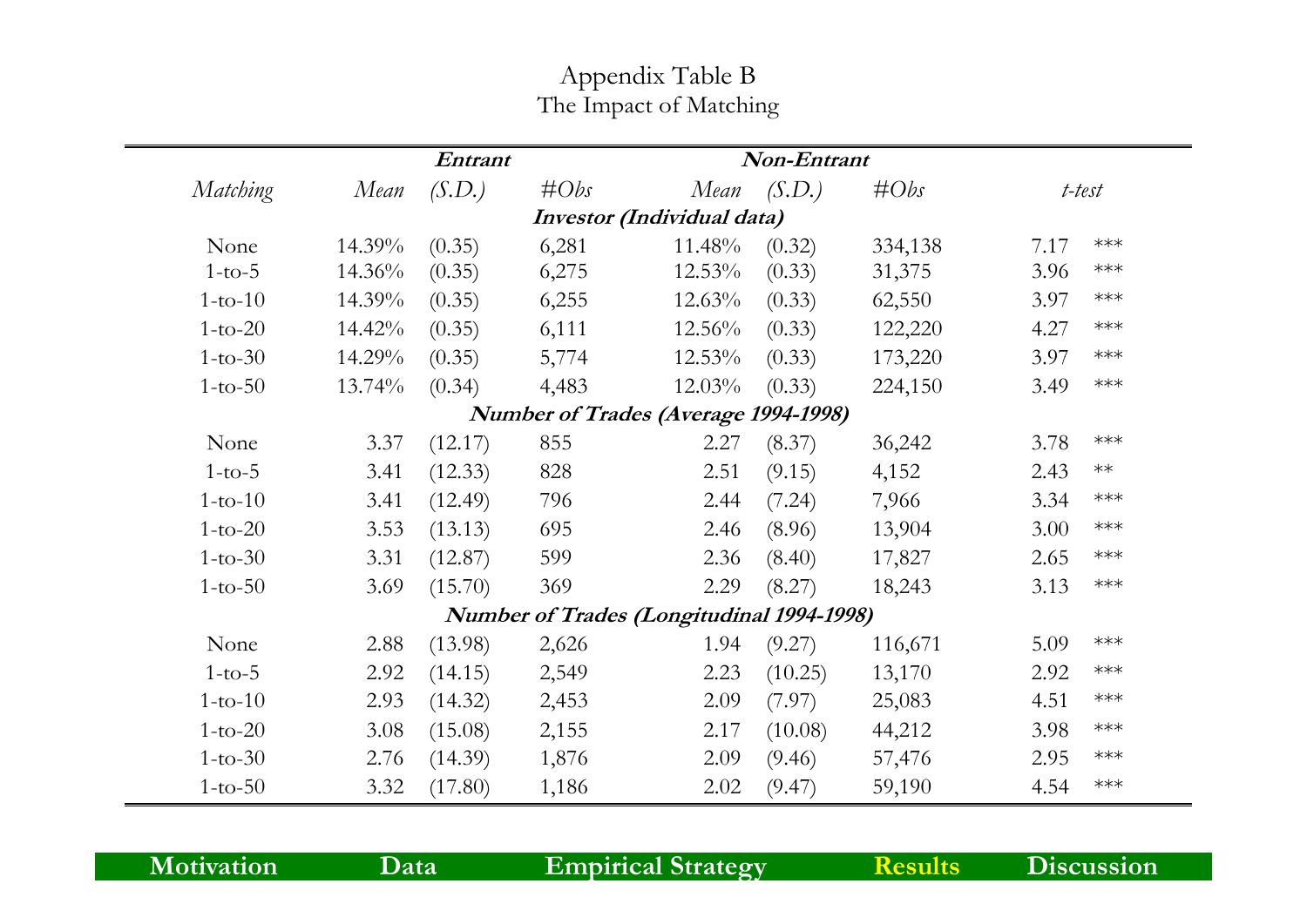# Appendix Table B
## The Impact of Matching

| Matching | Entrant Mean | Entrant (S.D.) | Entrant #Obs | Non-Entrant Mean | Non-Entrant (S.D.) | Non-Entrant #Obs | t-test | |
|---|---|---|---|---|---|---|---|---|
| ***Investor (Individual data)*** | | | | | | | | |
| None | 14.39% | (0.35) | 6,281 | 11.48% | (0.32) | 334,138 | 7.17 | *** |
| 1-to-5 | 14.36% | (0.35) | 6,275 | 12.53% | (0.33) | 31,375 | 3.96 | *** |
| 1-to-10 | 14.39% | (0.35) | 6,255 | 12.63% | (0.33) | 62,550 | 3.97 | *** |
| 1-to-20 | 14.42% | (0.35) | 6,111 | 12.56% | (0.33) | 122,220 | 4.27 | *** |
| 1-to-30 | 14.29% | (0.35) | 5,774 | 12.53% | (0.33) | 173,220 | 3.97 | *** |
| 1-to-50 | 13.74% | (0.34) | 4,483 | 12.03% | (0.33) | 224,150 | 3.49 | *** |
| ***Number of Trades (Average 1994-1998)*** | | | | | | | | |
| None | 3.37 | (12.17) | 855 | 2.27 | (8.37) | 36,242 | 3.78 | *** |
| 1-to-5 | 3.41 | (12.33) | 828 | 2.51 | (9.15) | 4,152 | 2.43 | ** |
| 1-to-10 | 3.41 | (12.49) | 796 | 2.44 | (7.24) | 7,966 | 3.34 | *** |
| 1-to-20 | 3.53 | (13.13) | 695 | 2.46 | (8.96) | 13,904 | 3.00 | *** |
| 1-to-30 | 3.31 | (12.87) | 599 | 2.36 | (8.40) | 17,827 | 2.65 | *** |
| 1-to-50 | 3.69 | (15.70) | 369 | 2.29 | (8.27) | 18,243 | 3.13 | *** |
| ***Number of Trades (Longitudinal 1994-1998)*** | | | | | | | | |
| None | 2.88 | (13.98) | 2,626 | 1.94 | (9.27) | 116,671 | 5.09 | *** |
| 1-to-5 | 2.92 | (14.15) | 2,549 | 2.23 | (10.25) | 13,170 | 2.92 | *** |
| 1-to-10 | 2.93 | (14.32) | 2,453 | 2.09 | (7.97) | 25,083 | 4.51 | *** |
| 1-to-20 | 3.08 | (15.08) | 2,155 | 2.17 | (10.08) | 44,212 | 3.98 | *** |
| 1-to-30 | 2.76 | (14.39) | 1,876 | 2.09 | (9.46) | 57,476 | 2.95 | *** |
| 1-to-50 | 3.32 | (17.80) | 1,186 | 2.02 | (9.47) | 59,190 | 4.54 | *** |

Motivation | Data | Empirical Strategy | Results | Discussion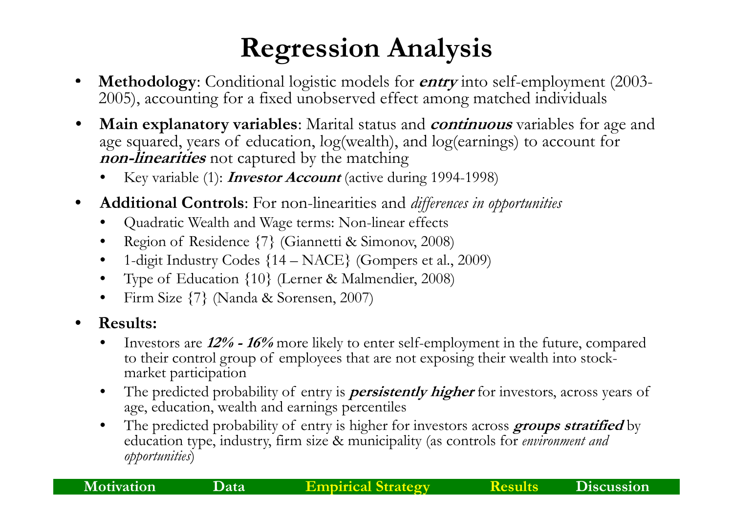# Regression Analysis

- **Methodology**: Conditional logistic models for ***entry*** into self-employment (2003-2005), accounting for a fixed unobserved effect among matched individuals
- **Main explanatory variables**: Marital status and ***continuous*** variables for age and age squared, years of education, log(wealth), and log(earnings) to account for ***non-linearities*** not captured by the matching
  - Key variable (1): ***Investor Account*** (active during 1994-1998)
- **Additional Controls**: For non-linearities and *differences in opportunities*
  - Quadratic Wealth and Wage terms: Non-linear effects
  - Region of Residence {7} (Giannetti & Simonov, 2008)
  - 1-digit Industry Codes {14 – NACE} (Gompers et al., 2009)
  - Type of Education {10} (Lerner & Malmendier, 2008)
  - Firm Size {7} (Nanda & Sorensen, 2007)
- **Results:**
  - Investors are ***12% - 16%*** more likely to enter self-employment in the future, compared to their control group of employees that are not exposing their wealth into stock-market participation
  - The predicted probability of entry is ***persistently higher*** for investors, across years of age, education, wealth and earnings percentiles
  - The predicted probability of entry is higher for investors across ***groups stratified*** by education type, industry, firm size & municipality (as controls for *environment and opportunities*)

Motivation | Data | Empirical Strategy | Results | Discussion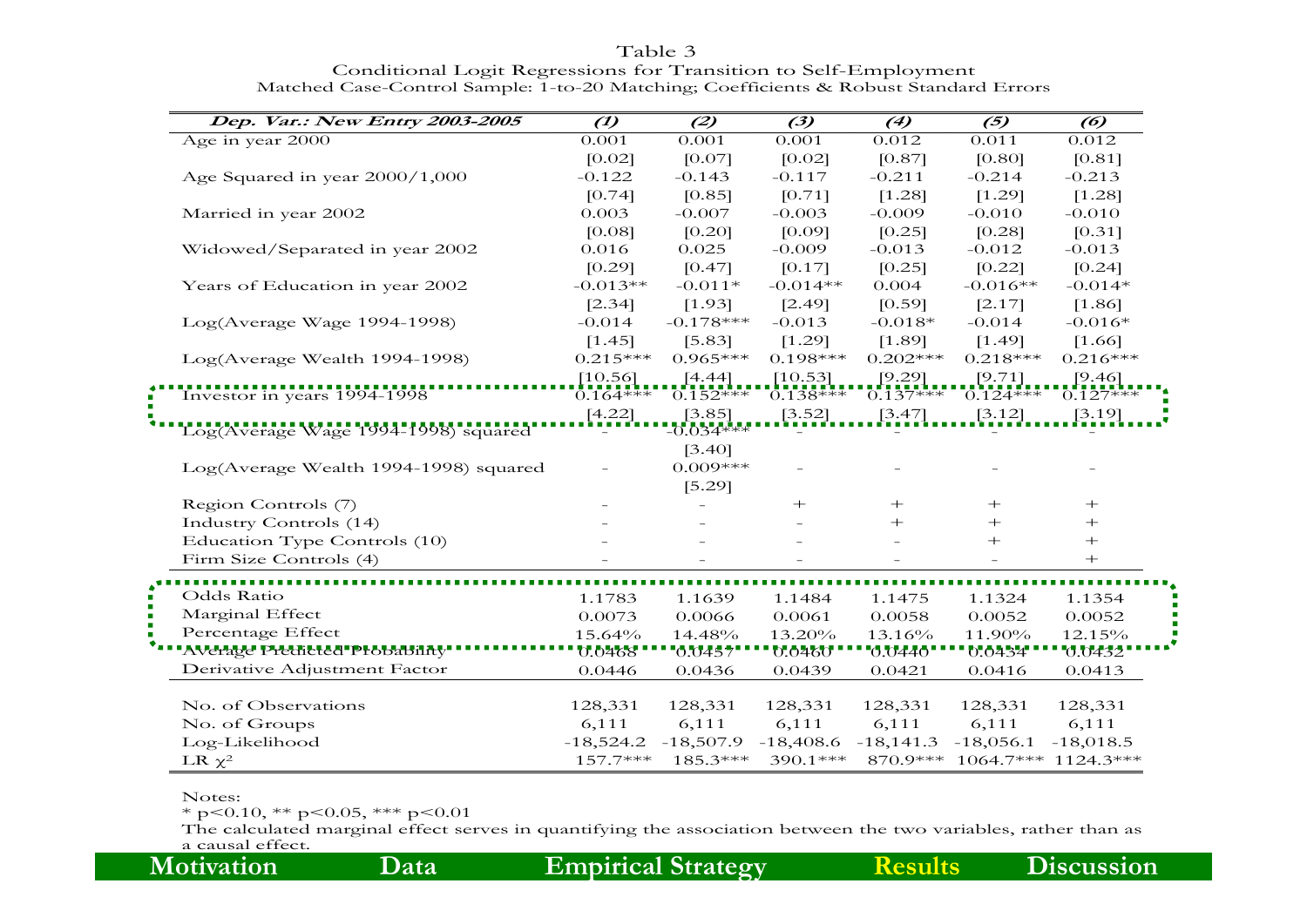Table 3

Conditional Logit Regressions for Transition to Self-Employment

Matched Case-Control Sample: 1-to-20 Matching; Coefficients & Robust Standard Errors

| ***Dep. Var.: New Entry 2003-2005*** | *(1)* | *(2)* | *(3)* | *(4)* | *(5)* | *(6)* |
|---|---|---|---|---|---|---|
| Age in year 2000 | 0.001 | 0.001 | 0.001 | 0.012 | 0.011 | 0.012 |
| | [0.02] | [0.07] | [0.02] | [0.87] | [0.80] | [0.81] |
| Age Squared in year 2000/1,000 | -0.122 | -0.143 | -0.117 | -0.211 | -0.214 | -0.213 |
| | [0.74] | [0.85] | [0.71] | [1.28] | [1.29] | [1.28] |
| Married in year 2002 | 0.003 | -0.007 | -0.003 | -0.009 | -0.010 | -0.010 |
| | [0.08] | [0.20] | [0.09] | [0.25] | [0.28] | [0.31] |
| Widowed/Separated in year 2002 | 0.016 | 0.025 | -0.009 | -0.013 | -0.012 | -0.013 |
| | [0.29] | [0.47] | [0.17] | [0.25] | [0.22] | [0.24] |
| Years of Education in year 2002 | -0.013** | -0.011* | -0.014** | 0.004 | -0.016** | -0.014* |
| | [2.34] | [1.93] | [2.49] | [0.59] | [2.17] | [1.86] |
| Log(Average Wage 1994-1998) | -0.014 | -0.178*** | -0.013 | -0.018* | -0.014 | -0.016* |
| | [1.45] | [5.83] | [1.29] | [1.89] | [1.49] | [1.66] |
| Log(Average Wealth 1994-1998) | 0.215*** | 0.965*** | 0.198*** | 0.202*** | 0.218*** | 0.216*** |
| | [10.56] | [4.44] | [10.53] | [9.29] | [9.71] | [9.46] |
| Investor in years 1994-1998 | 0.164*** | 0.152*** | 0.138*** | 0.137*** | 0.124*** | 0.127*** |
| | [4.22] | [3.85] | [3.52] | [3.47] | [3.12] | [3.19] |
| Log(Average Wage 1994-1998) squared | - | -0.034*** | - | - | - | - |
| | | [3.40] | | | | |
| Log(Average Wealth 1994-1998) squared | - | 0.009*** | - | - | - | - |
| | | [5.29] | | | | |
| Region Controls (7) | - | - | + | + | + | + |
| Industry Controls (14) | - | - | - | + | + | + |
| Education Type Controls (10) | - | - | - | - | + | + |
| Firm Size Controls (4) | - | - | - | - | - | + |
| Odds Ratio | 1.1783 | 1.1639 | 1.1484 | 1.1475 | 1.1324 | 1.1354 |
| Marginal Effect | 0.0073 | 0.0066 | 0.0061 | 0.0058 | 0.0052 | 0.0052 |
| Percentage Effect | 15.64% | 14.48% | 13.20% | 13.16% | 11.90% | 12.15% |
| Average Predicted Probability | 0.0468 | 0.0457 | 0.0460 | 0.0440 | 0.0434 | 0.0432 |
| Derivative Adjustment Factor | 0.0446 | 0.0436 | 0.0439 | 0.0421 | 0.0416 | 0.0413 |
| No. of Observations | 128,331 | 128,331 | 128,331 | 128,331 | 128,331 | 128,331 |
| No. of Groups | 6,111 | 6,111 | 6,111 | 6,111 | 6,111 | 6,111 |
| Log-Likelihood | -18,524.2 | -18,507.9 | -18,408.6 | -18,141.3 | -18,056.1 | -18,018.5 |
| LR $\chi^2$ | 157.7*** | 185.3*** | 390.1*** | 870.9*** | 1064.7*** | 1124.3*** |

Notes:

* p<0.10, ** p<0.05, *** p<0.01

The calculated marginal effect serves in quantifying the association between the two variables, rather than as a causal effect.

Motivation | Data | Empirical Strategy | Results | Discussion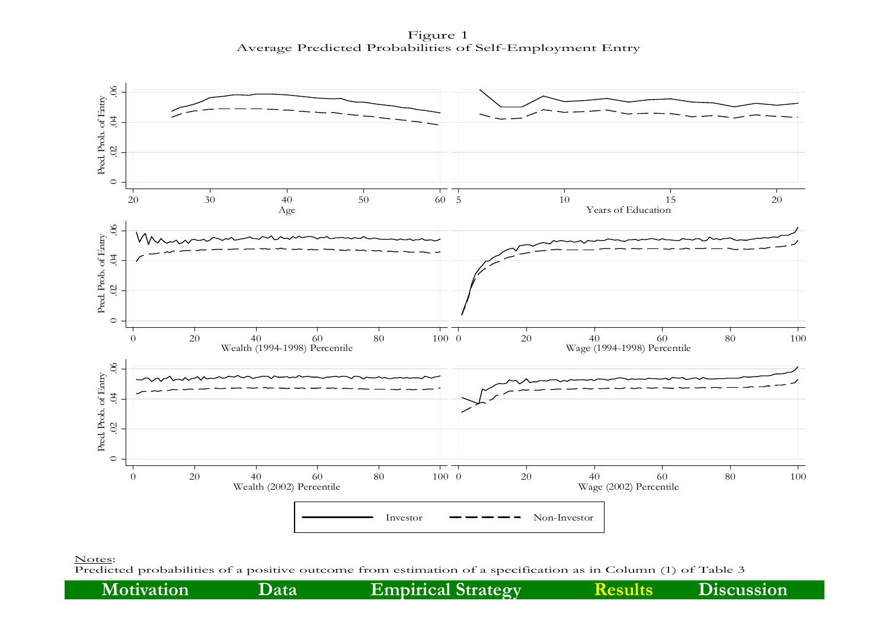# Figure 1

Average Predicted Probabilities of Self-Employment Entry

Investor — Non-Investor

Notes:
Predicted probabilities of a positive outcome from estimation of a specification as in Column (1) of Table 3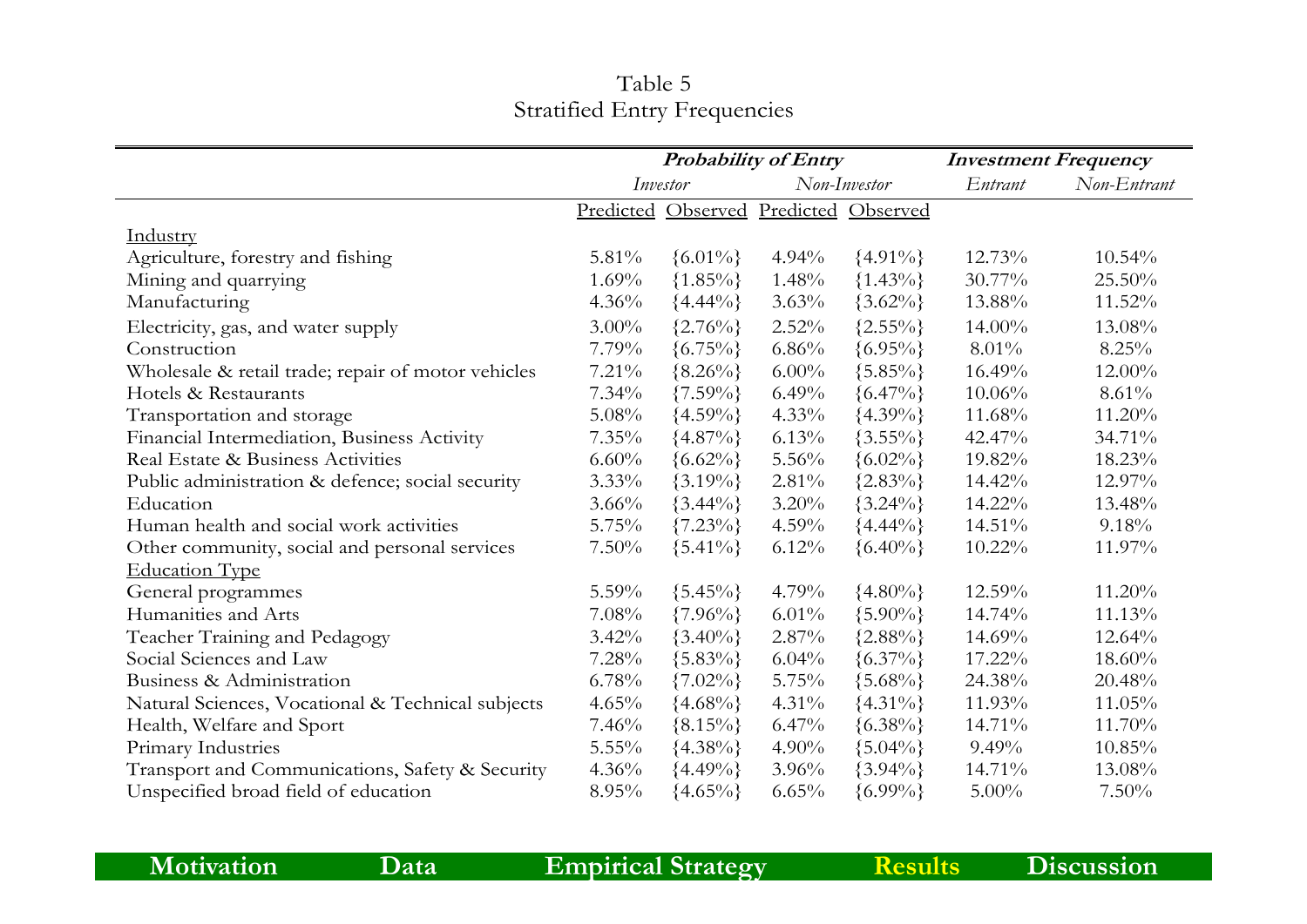# Table 5
## Stratified Entry Frequencies

| | ***Probability of Entry*** | | | | ***Investment Frequency*** | |
|---|---|---|---|---|---|---|
| | *Investor* | | *Non-Investor* | | *Entrant* | *Non-Entrant* |
| | Predicted | Observed | Predicted | Observed | | |
| Industry | | | | | | |
| Agriculture, forestry and fishing | 5.81% | {6.01%} | 4.94% | {4.91%} | 12.73% | 10.54% |
| Mining and quarrying | 1.69% | {1.85%} | 1.48% | {1.43%} | 30.77% | 25.50% |
| Manufacturing | 4.36% | {4.44%} | 3.63% | {3.62%} | 13.88% | 11.52% |
| Electricity, gas, and water supply | 3.00% | {2.76%} | 2.52% | {2.55%} | 14.00% | 13.08% |
| Construction | 7.79% | {6.75%} | 6.86% | {6.95%} | 8.01% | 8.25% |
| Wholesale & retail trade; repair of motor vehicles | 7.21% | {8.26%} | 6.00% | {5.85%} | 16.49% | 12.00% |
| Hotels & Restaurants | 7.34% | {7.59%} | 6.49% | {6.47%} | 10.06% | 8.61% |
| Transportation and storage | 5.08% | {4.59%} | 4.33% | {4.39%} | 11.68% | 11.20% |
| Financial Intermediation, Business Activity | 7.35% | {4.87%} | 6.13% | {3.55%} | 42.47% | 34.71% |
| Real Estate & Business Activities | 6.60% | {6.62%} | 5.56% | {6.02%} | 19.82% | 18.23% |
| Public administration & defence; social security | 3.33% | {3.19%} | 2.81% | {2.83%} | 14.42% | 12.97% |
| Education | 3.66% | {3.44%} | 3.20% | {3.24%} | 14.22% | 13.48% |
| Human health and social work activities | 5.75% | {7.23%} | 4.59% | {4.44%} | 14.51% | 9.18% |
| Other community, social and personal services | 7.50% | {5.41%} | 6.12% | {6.40%} | 10.22% | 11.97% |
| Education Type | | | | | | |
| General programmes | 5.59% | {5.45%} | 4.79% | {4.80%} | 12.59% | 11.20% |
| Humanities and Arts | 7.08% | {7.96%} | 6.01% | {5.90%} | 14.74% | 11.13% |
| Teacher Training and Pedagogy | 3.42% | {3.40%} | 2.87% | {2.88%} | 14.69% | 12.64% |
| Social Sciences and Law | 7.28% | {5.83%} | 6.04% | {6.37%} | 17.22% | 18.60% |
| Business & Administration | 6.78% | {7.02%} | 5.75% | {5.68%} | 24.38% | 20.48% |
| Natural Sciences, Vocational & Technical subjects | 4.65% | {4.68%} | 4.31% | {4.31%} | 11.93% | 11.05% |
| Health, Welfare and Sport | 7.46% | {8.15%} | 6.47% | {6.38%} | 14.71% | 11.70% |
| Primary Industries | 5.55% | {4.38%} | 4.90% | {5.04%} | 9.49% | 10.85% |
| Transport and Communications, Safety & Security | 4.36% | {4.49%} | 3.96% | {3.94%} | 14.71% | 13.08% |
| Unspecified broad field of education | 8.95% | {4.65%} | 6.65% | {6.99%} | 5.00% | 7.50% |

Motivation | Data | Empirical Strategy | **Results** | Discussion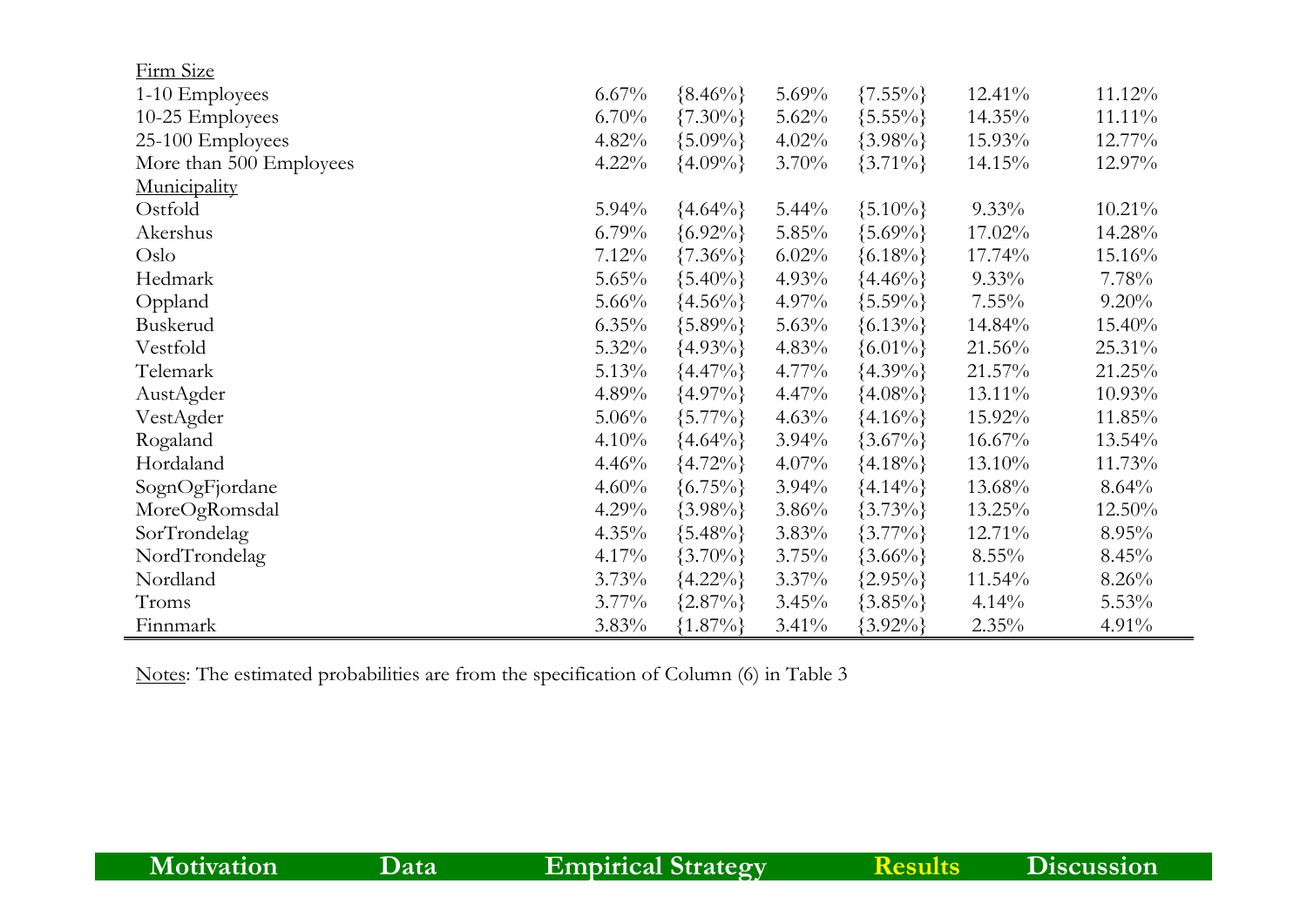| | | | | | | |
|---|---|---|---|---|---|---|
| Firm Size | | | | | | |
| 1-10 Employees | 6.67% | {8.46%} | 5.69% | {7.55%} | 12.41% | 11.12% |
| 10-25 Employees | 6.70% | {7.30%} | 5.62% | {5.55%} | 14.35% | 11.11% |
| 25-100 Employees | 4.82% | {5.09%} | 4.02% | {3.98%} | 15.93% | 12.77% |
| More than 500 Employees | 4.22% | {4.09%} | 3.70% | {3.71%} | 14.15% | 12.97% |
| Municipality | | | | | | |
| Ostfold | 5.94% | {4.64%} | 5.44% | {5.10%} | 9.33% | 10.21% |
| Akershus | 6.79% | {6.92%} | 5.85% | {5.69%} | 17.02% | 14.28% |
| Oslo | 7.12% | {7.36%} | 6.02% | {6.18%} | 17.74% | 15.16% |
| Hedmark | 5.65% | {5.40%} | 4.93% | {4.46%} | 9.33% | 7.78% |
| Oppland | 5.66% | {4.56%} | 4.97% | {5.59%} | 7.55% | 9.20% |
| Buskerud | 6.35% | {5.89%} | 5.63% | {6.13%} | 14.84% | 15.40% |
| Vestfold | 5.32% | {4.93%} | 4.83% | {6.01%} | 21.56% | 25.31% |
| Telemark | 5.13% | {4.47%} | 4.77% | {4.39%} | 21.57% | 21.25% |
| AustAgder | 4.89% | {4.97%} | 4.47% | {4.08%} | 13.11% | 10.93% |
| VestAgder | 5.06% | {5.77%} | 4.63% | {4.16%} | 15.92% | 11.85% |
| Rogaland | 4.10% | {4.64%} | 3.94% | {3.67%} | 16.67% | 13.54% |
| Hordaland | 4.46% | {4.72%} | 4.07% | {4.18%} | 13.10% | 11.73% |
| SognOgFjordane | 4.60% | {6.75%} | 3.94% | {4.14%} | 13.68% | 8.64% |
| MoreOgRomsdal | 4.29% | {3.98%} | 3.86% | {3.73%} | 13.25% | 12.50% |
| SorTrondelag | 4.35% | {5.48%} | 3.83% | {3.77%} | 12.71% | 8.95% |
| NordTrondelag | 4.17% | {3.70%} | 3.75% | {3.66%} | 8.55% | 8.45% |
| Nordland | 3.73% | {4.22%} | 3.37% | {2.95%} | 11.54% | 8.26% |
| Troms | 3.77% | {2.87%} | 3.45% | {3.85%} | 4.14% | 5.53% |
| Finnmark | 3.83% | {1.87%} | 3.41% | {3.92%} | 2.35% | 4.91% |

Notes: The estimated probabilities are from the specification of Column (6) in Table 3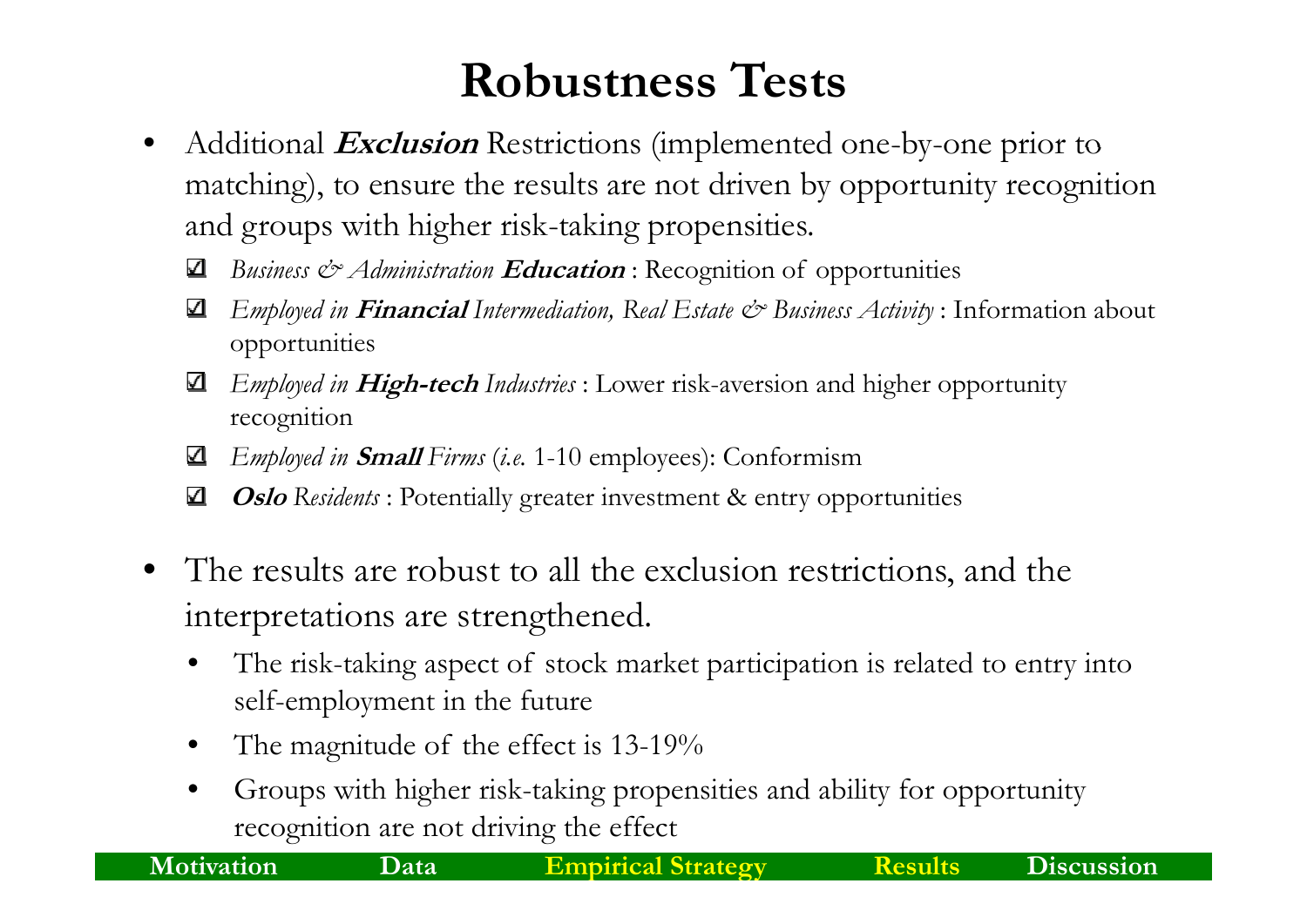# Robustness Tests

- Additional ***Exclusion*** Restrictions (implemented one-by-one prior to matching), to ensure the results are not driven by opportunity recognition and groups with higher risk-taking propensities.
  - ☑ *Business & Administration* ***Education*** : Recognition of opportunities
  - ☑ *Employed in* ***Financial*** *Intermediation, Real Estate & Business Activity* : Information about opportunities
  - ☑ *Employed in* ***High-tech*** *Industries* : Lower risk-aversion and higher opportunity recognition
  - ☑ *Employed in* ***Small*** *Firms* (*i.e.* 1-10 employees): Conformism
  - ☑ ***Oslo*** *Residents* : Potentially greater investment & entry opportunities

- The results are robust to all the exclusion restrictions, and the interpretations are strengthened.
  - The risk-taking aspect of stock market participation is related to entry into self-employment in the future
  - The magnitude of the effect is 13-19%
  - Groups with higher risk-taking propensities and ability for opportunity recognition are not driving the effect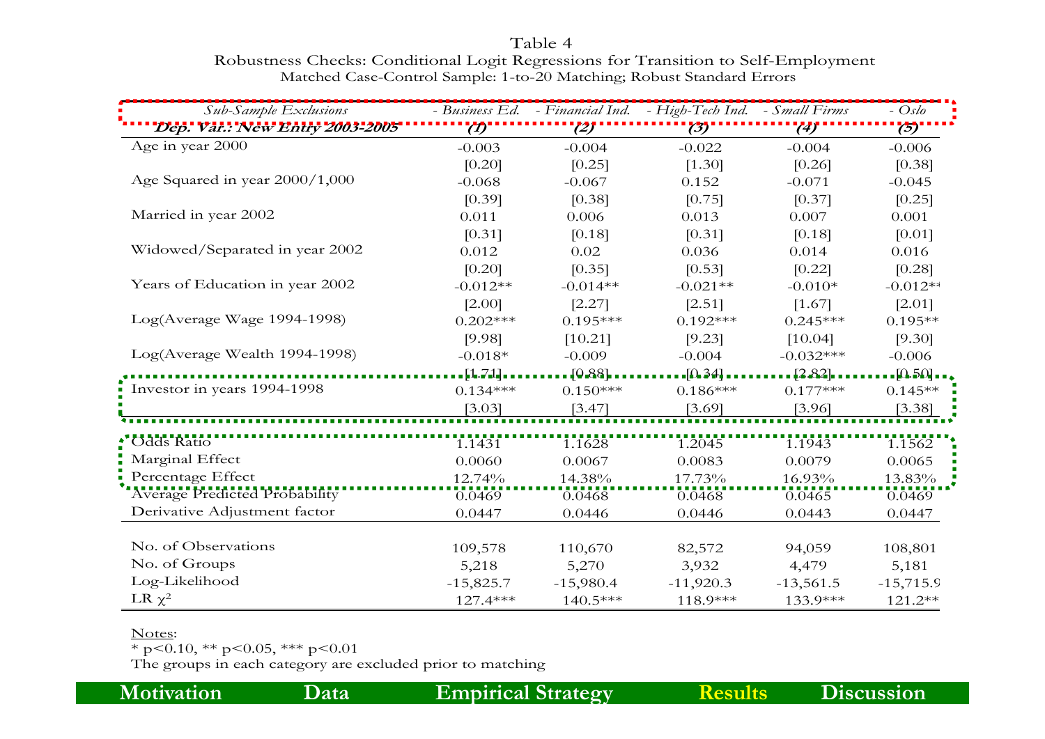Table 4

Robustness Checks: Conditional Logit Regressions for Transition to Self-Employment

Matched Case-Control Sample: 1-to-20 Matching; Robust Standard Errors

| *Sub-Sample Exclusions* | *- Business Ed.* | *- Financial Ind.* | *- High-Tech Ind.* | *- Small Firms* | *- Oslo* |
|---|---|---|---|---|---|
| ***Dep. Var.: New Entry 2003-2005*** | ***(1)*** | ***(2)*** | ***(3)*** | ***(4)*** | ***(5)*** |
| Age in year 2000 | -0.003 | -0.004 | -0.022 | -0.004 | -0.006 |
| | [0.20] | [0.25] | [1.30] | [0.26] | [0.38] |
| Age Squared in year 2000/1,000 | -0.068 | -0.067 | 0.152 | -0.071 | -0.045 |
| | [0.39] | [0.38] | [0.75] | [0.37] | [0.25] |
| Married in year 2002 | 0.011 | 0.006 | 0.013 | 0.007 | 0.001 |
| | [0.31] | [0.18] | [0.31] | [0.18] | [0.01] |
| Widowed/Separated in year 2002 | 0.012 | 0.02 | 0.036 | 0.014 | 0.016 |
| | [0.20] | [0.35] | [0.53] | [0.22] | [0.28] |
| Years of Education in year 2002 | -0.012** | -0.014** | -0.021** | -0.010* | -0.012** |
| | [2.00] | [2.27] | [2.51] | [1.67] | [2.01] |
| Log(Average Wage 1994-1998) | 0.202*** | 0.195*** | 0.192*** | 0.245*** | 0.195** |
| | [9.98] | [10.21] | [9.23] | [10.04] | [9.30] |
| Log(Average Wealth 1994-1998) | -0.018* | -0.009 | -0.004 | -0.032*** | -0.006 |
| | [1.71] | [0.88] | [0.34] | [2.82] | [0.50] |
| Investor in years 1994-1998 | 0.134*** | 0.150*** | 0.186*** | 0.177*** | 0.145** |
| | [3.03] | [3.47] | [3.69] | [3.96] | [3.38] |
| Odds Ratio | 1.1431 | 1.1628 | 1.2045 | 1.1943 | 1.1562 |
| Marginal Effect | 0.0060 | 0.0067 | 0.0083 | 0.0079 | 0.0065 |
| Percentage Effect | 12.74% | 14.38% | 17.73% | 16.93% | 13.83% |
| Average Predicted Probability | 0.0469 | 0.0468 | 0.0468 | 0.0465 | 0.0469 |
| Derivative Adjustment factor | 0.0447 | 0.0446 | 0.0446 | 0.0443 | 0.0447 |
| No. of Observations | 109,578 | 110,670 | 82,572 | 94,059 | 108,801 |
| No. of Groups | 5,218 | 5,270 | 3,932 | 4,479 | 5,181 |
| Log-Likelihood | -15,825.7 | -15,980.4 | -11,920.3 | -13,561.5 | -15,715.9 |
| LR $\chi^2$ | 127.4*** | 140.5*** | 118.9*** | 133.9*** | 121.2** |

Notes:

* p<0.10, ** p<0.05, *** p<0.01

The groups in each category are excluded prior to matching

Motivation | Data | Empirical Strategy | Results | Discussion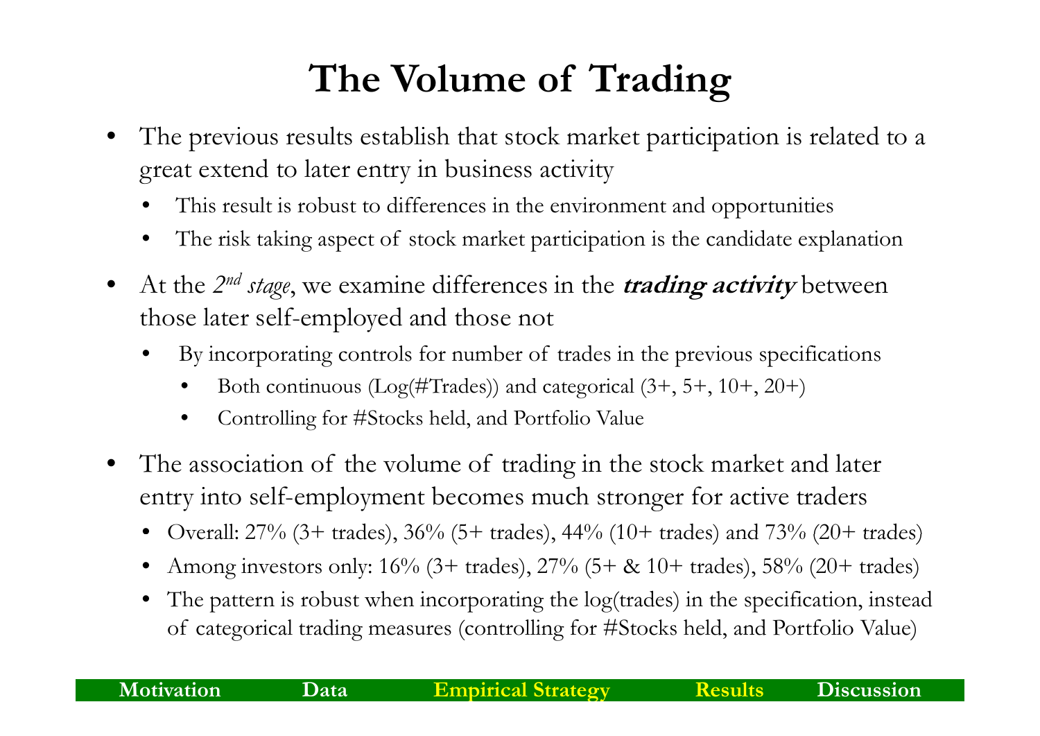# The Volume of Trading

- The previous results establish that stock market participation is related to a great extend to later entry in business activity
  - This result is robust to differences in the environment and opportunities
  - The risk taking aspect of stock market participation is the candidate explanation
- At the *2nd stage*, we examine differences in the ***trading activity*** between those later self-employed and those not
  - By incorporating controls for number of trades in the previous specifications
    - Both continuous (Log(#Trades)) and categorical (3+, 5+, 10+, 20+)
    - Controlling for #Stocks held, and Portfolio Value
- The association of the volume of trading in the stock market and later entry into self-employment becomes much stronger for active traders
  - Overall: 27% (3+ trades), 36% (5+ trades), 44% (10+ trades) and 73% (20+ trades)
  - Among investors only: 16% (3+ trades), 27% (5+ & 10+ trades), 58% (20+ trades)
  - The pattern is robust when incorporating the log(trades) in the specification, instead of categorical trading measures (controlling for #Stocks held, and Portfolio Value)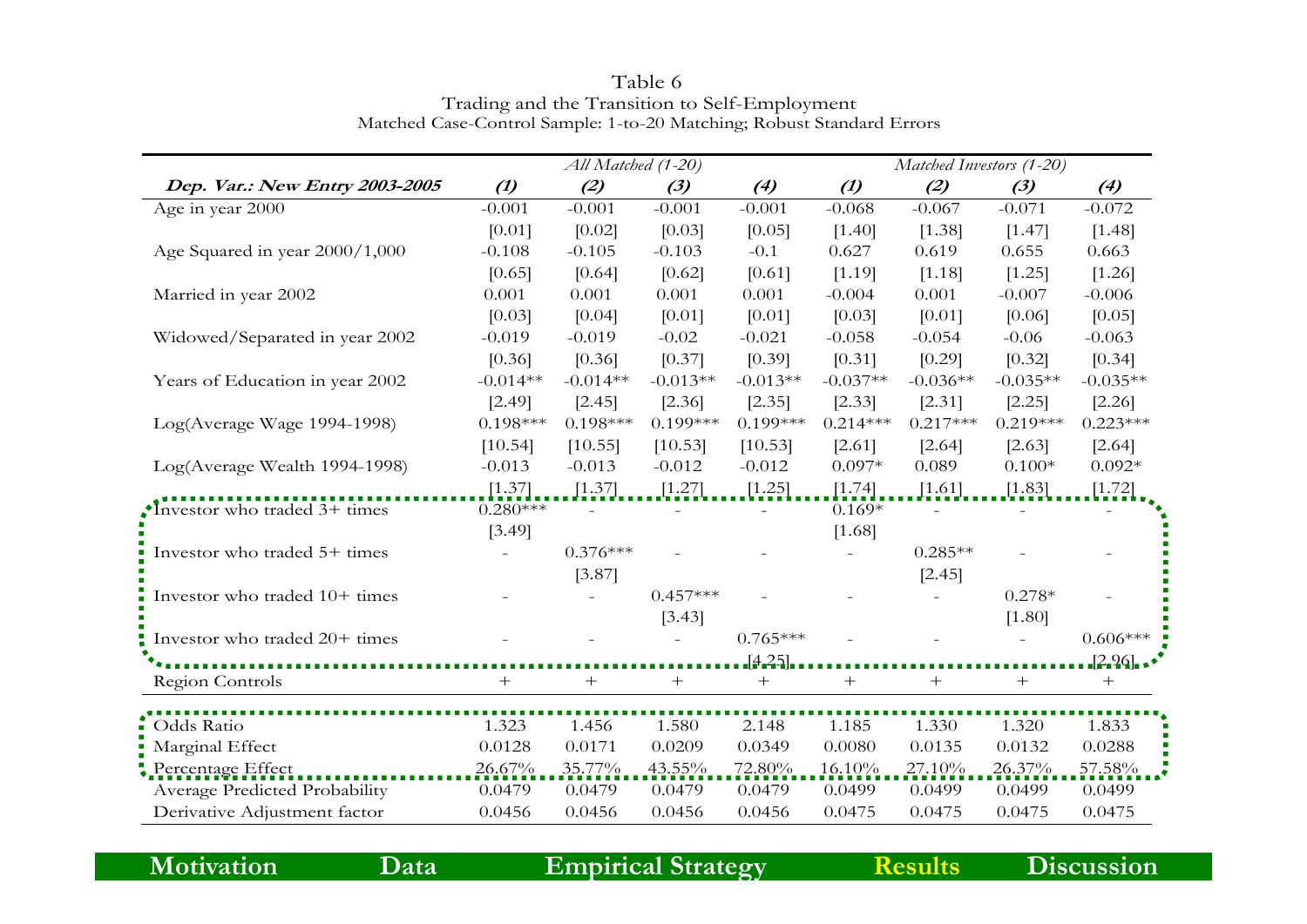Table 6
Trading and the Transition to Self-Employment
Matched Case-Control Sample: 1-to-20 Matching; Robust Standard Errors

| | *All Matched (1-20)* | | | | *Matched Investors (1-20)* | | | |
|---|---|---|---|---|---|---|---|---|
| ***Dep. Var.: New Entry 2003-2005*** | ***(1)*** | ***(2)*** | ***(3)*** | ***(4)*** | ***(1)*** | ***(2)*** | ***(3)*** | ***(4)*** |
| Age in year 2000 | -0.001 | -0.001 | -0.001 | -0.001 | -0.068 | -0.067 | -0.071 | -0.072 |
| | [0.01] | [0.02] | [0.03] | [0.05] | [1.40] | [1.38] | [1.47] | [1.48] |
| Age Squared in year 2000/1,000 | -0.108 | -0.105 | -0.103 | -0.1 | 0.627 | 0.619 | 0.655 | 0.663 |
| | [0.65] | [0.64] | [0.62] | [0.61] | [1.19] | [1.18] | [1.25] | [1.26] |
| Married in year 2002 | 0.001 | 0.001 | 0.001 | 0.001 | -0.004 | 0.001 | -0.007 | -0.006 |
| | [0.03] | [0.04] | [0.01] | [0.01] | [0.03] | [0.01] | [0.06] | [0.05] |
| Widowed/Separated in year 2002 | -0.019 | -0.019 | -0.02 | -0.021 | -0.058 | -0.054 | -0.06 | -0.063 |
| | [0.36] | [0.36] | [0.37] | [0.39] | [0.31] | [0.29] | [0.32] | [0.34] |
| Years of Education in year 2002 | -0.014** | -0.014** | -0.013** | -0.013** | -0.037** | -0.036** | -0.035** | -0.035** |
| | [2.49] | [2.45] | [2.36] | [2.35] | [2.33] | [2.31] | [2.25] | [2.26] |
| Log(Average Wage 1994-1998) | 0.198*** | 0.198*** | 0.199*** | 0.199*** | 0.214*** | 0.217*** | 0.219*** | 0.223*** |
| | [10.54] | [10.55] | [10.53] | [10.53] | [2.61] | [2.64] | [2.63] | [2.64] |
| Log(Average Wealth 1994-1998) | -0.013 | -0.013 | -0.012 | -0.012 | 0.097* | 0.089 | 0.100* | 0.092* |
| | [1.37] | [1.37] | [1.27] | [1.25] | [1.74] | [1.61] | [1.83] | [1.72] |
| Investor who traded 3+ times | 0.280*** | - | - | - | 0.169* | - | - | - |
| | [3.49] | | | | [1.68] | | | |
| Investor who traded 5+ times | - | 0.376*** | - | - | - | 0.285** | - | - |
| | | [3.87] | | | | [2.45] | | |
| Investor who traded 10+ times | - | - | 0.457*** | - | - | - | 0.278* | - |
| | | | [3.43] | | | | [1.80] | |
| Investor who traded 20+ times | - | - | - | 0.765*** | - | - | - | 0.606*** |
| | | | | [4.25] | | | | [2.96] |
| Region Controls | + | + | + | + | + | + | + | + |
| Odds Ratio | 1.323 | 1.456 | 1.580 | 2.148 | 1.185 | 1.330 | 1.320 | 1.833 |
| Marginal Effect | 0.0128 | 0.0171 | 0.0209 | 0.0349 | 0.0080 | 0.0135 | 0.0132 | 0.0288 |
| Percentage Effect | 26.67% | 35.77% | 43.55% | 72.80% | 16.10% | 27.10% | 26.37% | 57.58% |
| Average Predicted Probability | 0.0479 | 0.0479 | 0.0479 | 0.0479 | 0.0499 | 0.0499 | 0.0499 | 0.0499 |
| Derivative Adjustment factor | 0.0456 | 0.0456 | 0.0456 | 0.0456 | 0.0475 | 0.0475 | 0.0475 | 0.0475 |

**Motivation** **Data** **Empirical Strategy** **Results** **Discussion**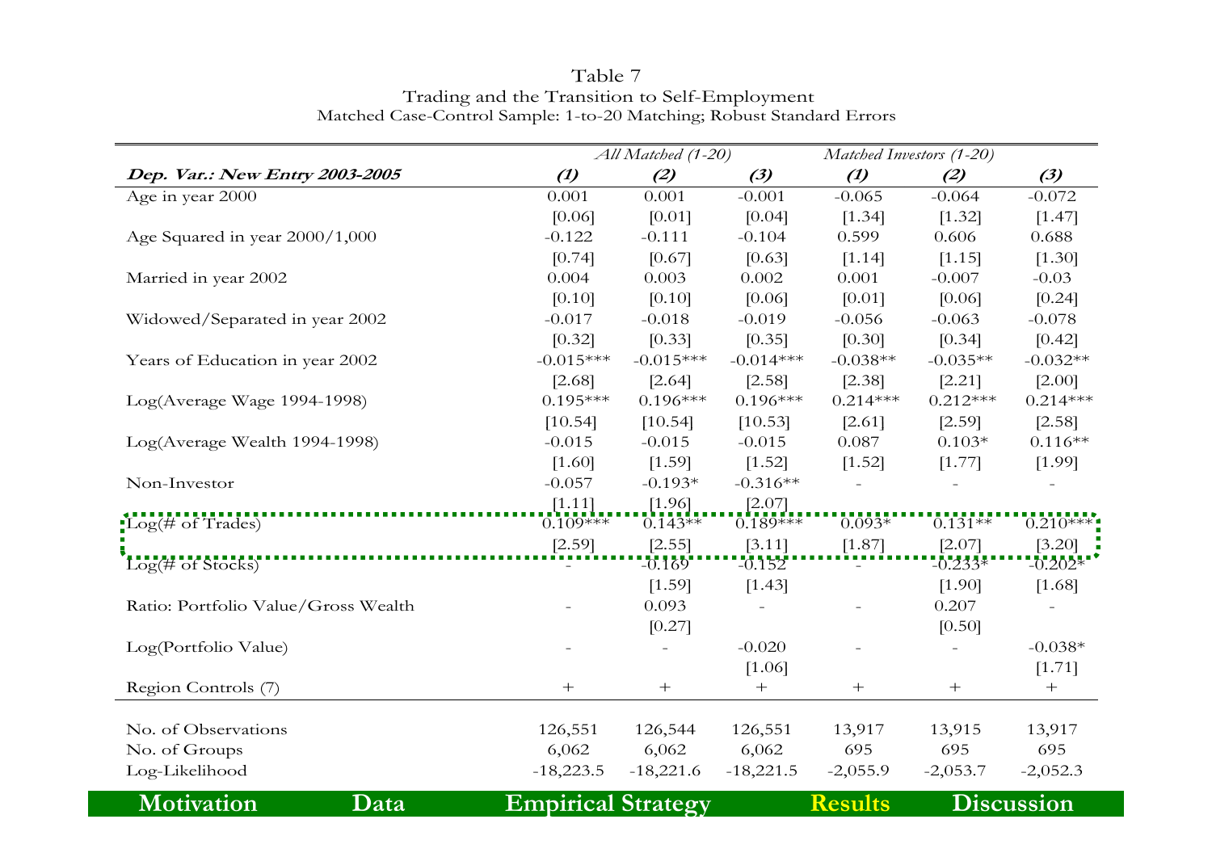Table 7
Trading and the Transition to Self-Employment
Matched Case-Control Sample: 1-to-20 Matching; Robust Standard Errors

| | All Matched (1-20) | | | Matched Investors (1-20) | | |
|---|---|---|---|---|---|---|
| ***Dep. Var.: New Entry 2003-2005*** | *(1)* | *(2)* | *(3)* | *(1)* | *(2)* | *(3)* |
| Age in year 2000 | 0.001 | 0.001 | -0.001 | -0.065 | -0.064 | -0.072 |
| | [0.06] | [0.01] | [0.04] | [1.34] | [1.32] | [1.47] |
| Age Squared in year 2000/1,000 | -0.122 | -0.111 | -0.104 | 0.599 | 0.606 | 0.688 |
| | [0.74] | [0.67] | [0.63] | [1.14] | [1.15] | [1.30] |
| Married in year 2002 | 0.004 | 0.003 | 0.002 | 0.001 | -0.007 | -0.03 |
| | [0.10] | [0.10] | [0.06] | [0.01] | [0.06] | [0.24] |
| Widowed/Separated in year 2002 | -0.017 | -0.018 | -0.019 | -0.056 | -0.063 | -0.078 |
| | [0.32] | [0.33] | [0.35] | [0.30] | [0.34] | [0.42] |
| Years of Education in year 2002 | -0.015*** | -0.015*** | -0.014*** | -0.038** | -0.035** | -0.032** |
| | [2.68] | [2.64] | [2.58] | [2.38] | [2.21] | [2.00] |
| Log(Average Wage 1994-1998) | 0.195*** | 0.196*** | 0.196*** | 0.214*** | 0.212*** | 0.214*** |
| | [10.54] | [10.54] | [10.53] | [2.61] | [2.59] | [2.58] |
| Log(Average Wealth 1994-1998) | -0.015 | -0.015 | -0.015 | 0.087 | 0.103* | 0.116** |
| | [1.60] | [1.59] | [1.52] | [1.52] | [1.77] | [1.99] |
| Non-Investor | -0.057 | -0.193* | -0.316** | - | - | - |
| | [1.11] | [1.96] | [2.07] | | | |
| Log(# of Trades) | 0.109*** | 0.143** | 0.189*** | 0.093* | 0.131** | 0.210*** |
| | [2.59] | [2.55] | [3.11] | [1.87] | [2.07] | [3.20] |
| Log(# of Stocks) | - | -0.169 | -0.152 | - | -0.233* | -0.202* |
| | | [1.59] | [1.43] | | [1.90] | [1.68] |
| Ratio: Portfolio Value/Gross Wealth | - | 0.093 | - | - | 0.207 | - |
| | | [0.27] | | | [0.50] | |
| Log(Portfolio Value) | - | - | -0.020 | - | - | -0.038* |
| | | | [1.06] | | | [1.71] |
| Region Controls (7) | + | + | + | + | + | + |
| No. of Observations | 126,551 | 126,544 | 126,551 | 13,917 | 13,915 | 13,917 |
| No. of Groups | 6,062 | 6,062 | 6,062 | 695 | 695 | 695 |
| Log-Likelihood | -18,223.5 | -18,221.6 | -18,221.5 | -2,055.9 | -2,053.7 | -2,052.3 |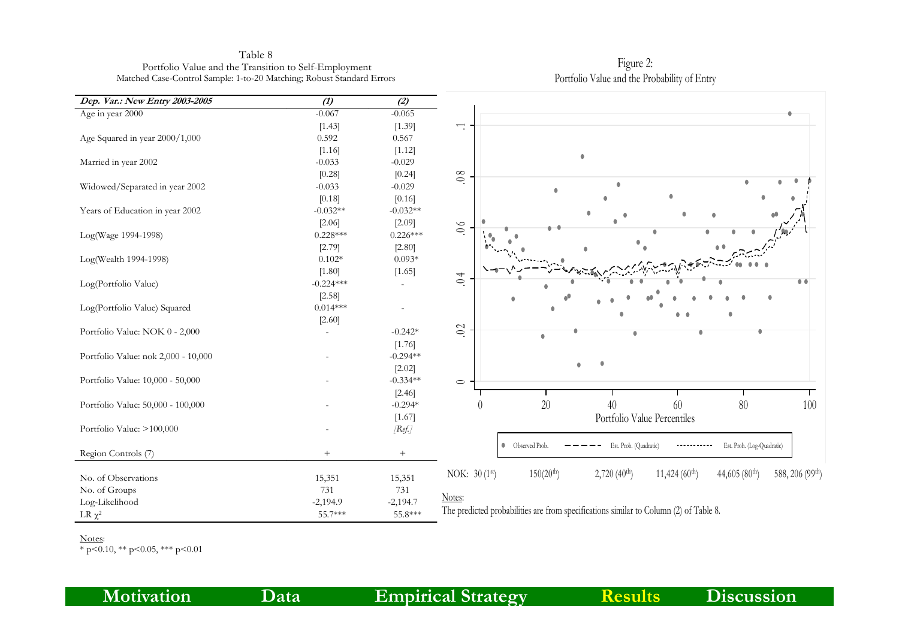Table 8
Portfolio Value and the Transition to Self-Employment
Matched Case-Control Sample: 1-to-20 Matching; Robust Standard Errors

| *Dep. Var.: New Entry 2003-2005* | *(1)* | *(2)* |
|---|---|---|
| Age in year 2000 | -0.067 | -0.065 |
| | [1.43] | [1.39] |
| Age Squared in year 2000/1,000 | 0.592 | 0.567 |
| | [1.16] | [1.12] |
| Married in year 2002 | -0.033 | -0.029 |
| | [0.28] | [0.24] |
| Widowed/Separated in year 2002 | -0.033 | -0.029 |
| | [0.18] | [0.16] |
| Years of Education in year 2002 | -0.032** | -0.032** |
| | [2.06] | [2.09] |
| Log(Wage 1994-1998) | 0.228*** | 0.226*** |
| | [2.79] | [2.80] |
| Log(Wealth 1994-1998) | 0.102* | 0.093* |
| | [1.80] | [1.65] |
| Log(Portfolio Value) | -0.224*** | - |
| | [2.58] | |
| Log(Portfolio Value) Squared | 0.014*** | - |
| | [2.60] | |
| Portfolio Value: NOK 0 - 2,000 | - | -0.242* |
| | | [1.76] |
| Portfolio Value: nok 2,000 - 10,000 | - | -0.294** |
| | | [2.02] |
| Portfolio Value: 10,000 - 50,000 | - | -0.334** |
| | | [2.46] |
| Portfolio Value: 50,000 - 100,000 | - | -0.294* |
| | | [1.67] |
| Portfolio Value: >100,000 | - | *[Ref.]* |
| Region Controls (7) | + | + |
| No. of Observations | 15,351 | 15,351 |
| No. of Groups | 731 | 731 |
| Log-Likelihood | -2,194.9 | -2,194.7 |
| LR $\chi^2$ | 55.7*** | 55.8*** |

Notes:
* p<0.10, ** p<0.05, *** p<0.01

Figure 2:
Portfolio Value and the Probability of Entry

NOK: 30 (1st) 150(20th) 2,720 (40th) 11,424 (60th) 44,605 (80th) 588, 206 (99th)

Notes:
The predicted probabilities are from specifications similar to Column (2) of Table 8.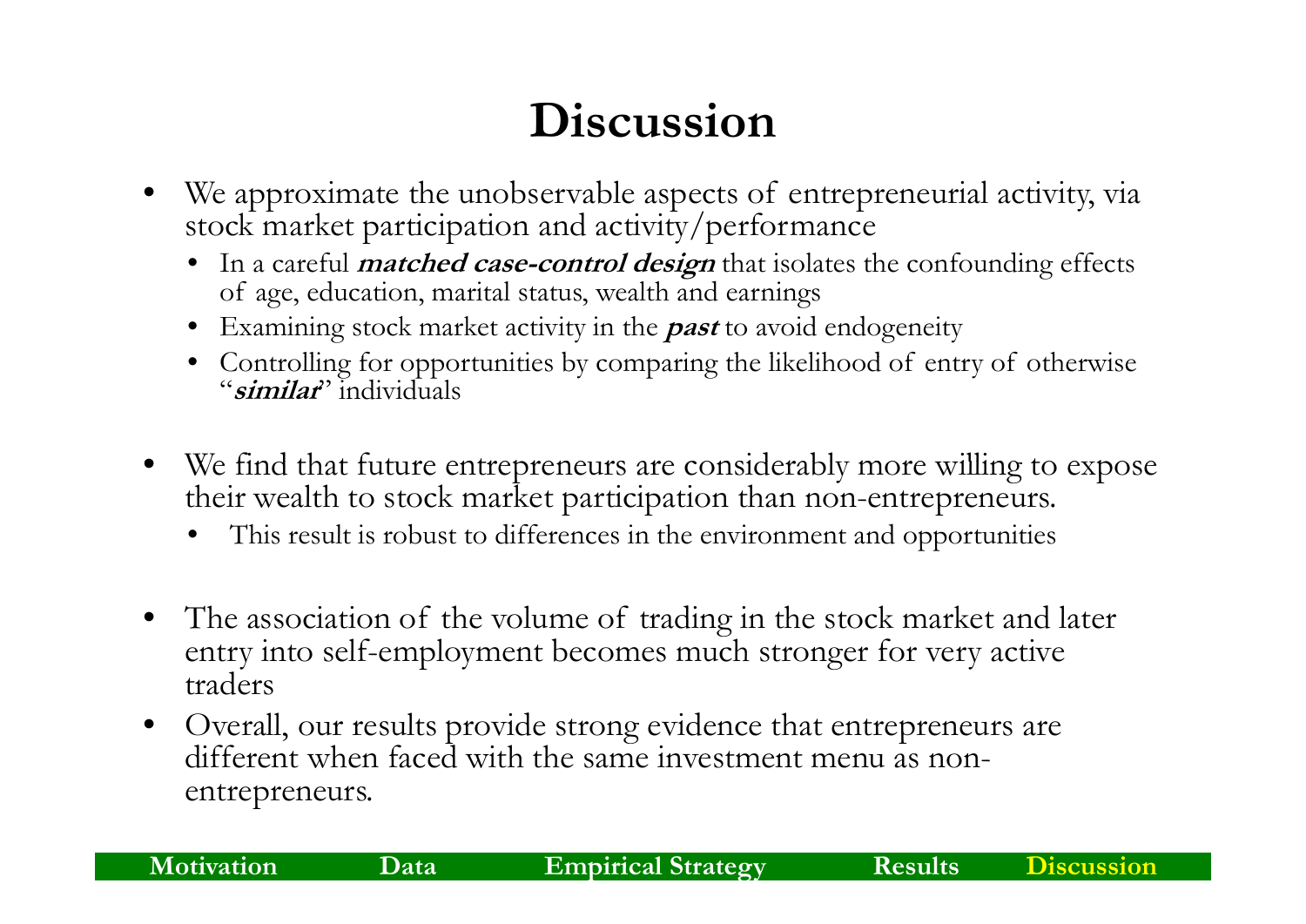# Discussion

- We approximate the unobservable aspects of entrepreneurial activity, via stock market participation and activity/performance
  - In a careful ***matched case-control design*** that isolates the confounding effects of age, education, marital status, wealth and earnings
  - Examining stock market activity in the ***past*** to avoid endogeneity
  - Controlling for opportunities by comparing the likelihood of entry of otherwise "***similar***" individuals
- We find that future entrepreneurs are considerably more willing to expose their wealth to stock market participation than non-entrepreneurs.
  - This result is robust to differences in the environment and opportunities
- The association of the volume of trading in the stock market and later entry into self-employment becomes much stronger for very active traders
- Overall, our results provide strong evidence that entrepreneurs are different when faced with the same investment menu as non-entrepreneurs.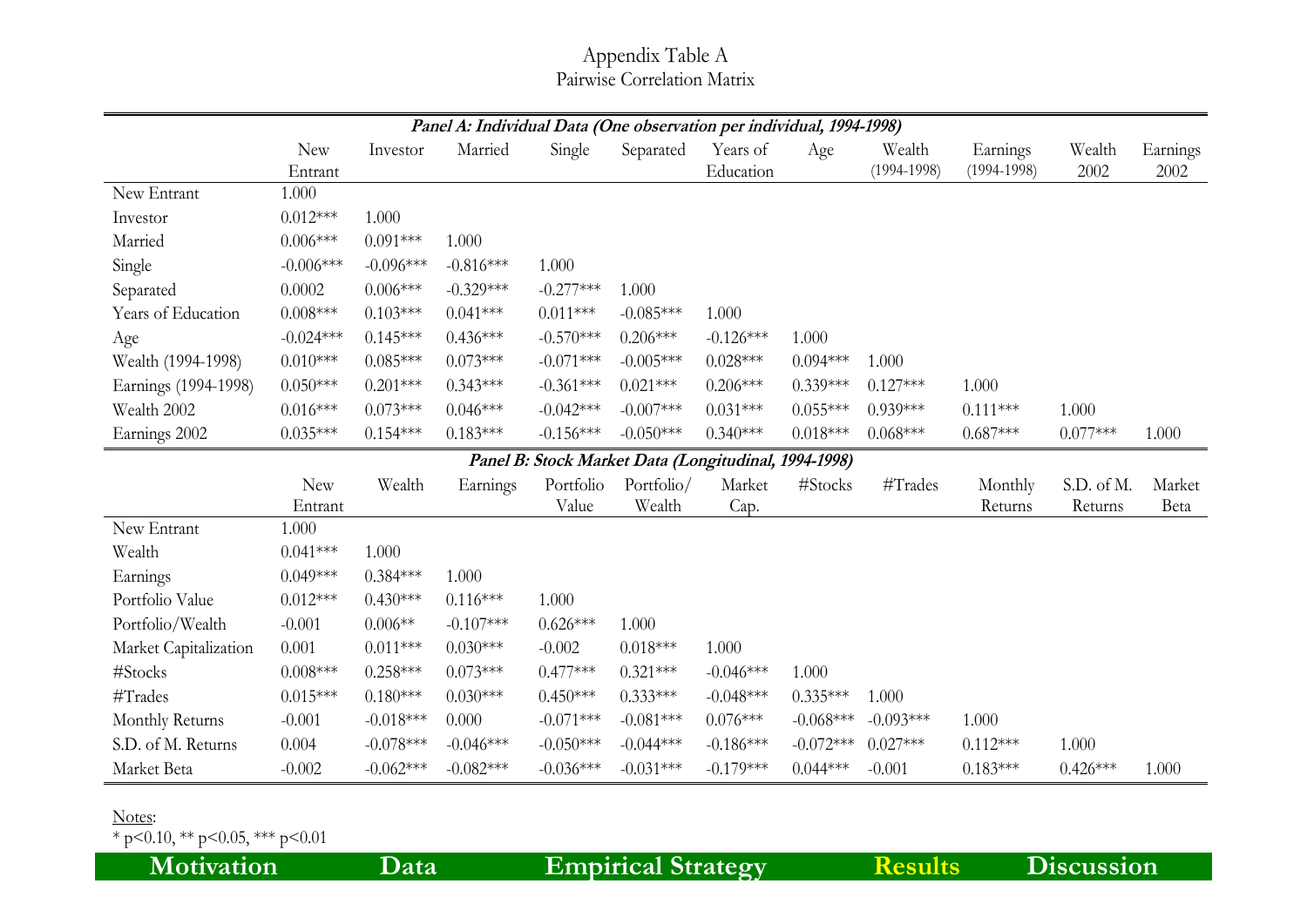# Appendix Table A

## Pairwise Correlation Matrix

**Panel A: Individual Data (One observation per individual, 1994-1998)**

| | New Entrant | Investor | Married | Single | Separated | Years of Education | Age | Wealth (1994-1998) | Earnings (1994-1998) | Wealth 2002 | Earnings 2002 |
|---|---|---|---|---|---|---|---|---|---|---|---|
| New Entrant | 1.000 | | | | | | | | | | |
| Investor | 0.012*** | 1.000 | | | | | | | | | |
| Married | 0.006*** | 0.091*** | 1.000 | | | | | | | | |
| Single | -0.006*** | -0.096*** | -0.816*** | 1.000 | | | | | | | |
| Separated | 0.0002 | 0.006*** | -0.329*** | -0.277*** | 1.000 | | | | | | |
| Years of Education | 0.008*** | 0.103*** | 0.041*** | 0.011*** | -0.085*** | 1.000 | | | | | |
| Age | -0.024*** | 0.145*** | 0.436*** | -0.570*** | 0.206*** | -0.126*** | 1.000 | | | | |
| Wealth (1994-1998) | 0.010*** | 0.085*** | 0.073*** | -0.071*** | -0.005*** | 0.028*** | 0.094*** | 1.000 | | | |
| Earnings (1994-1998) | 0.050*** | 0.201*** | 0.343*** | -0.361*** | 0.021*** | 0.206*** | 0.339*** | 0.127*** | 1.000 | | |
| Wealth 2002 | 0.016*** | 0.073*** | 0.046*** | -0.042*** | -0.007*** | 0.031*** | 0.055*** | 0.939*** | 0.111*** | 1.000 | |
| Earnings 2002 | 0.035*** | 0.154*** | 0.183*** | -0.156*** | -0.050*** | 0.340*** | 0.018*** | 0.068*** | 0.687*** | 0.077*** | 1.000 |

**Panel B: Stock Market Data (Longitudinal, 1994-1998)**

| | New Entrant | Wealth | Earnings | Portfolio Value | Portfolio/ Wealth | Market Cap. | #Stocks | #Trades | Monthly Returns | S.D. of M. Returns | Market Beta |
|---|---|---|---|---|---|---|---|---|---|---|---|
| New Entrant | 1.000 | | | | | | | | | | |
| Wealth | 0.041*** | 1.000 | | | | | | | | | |
| Earnings | 0.049*** | 0.384*** | 1.000 | | | | | | | | |
| Portfolio Value | 0.012*** | 0.430*** | 0.116*** | 1.000 | | | | | | | |
| Portfolio/Wealth | -0.001 | 0.006** | -0.107*** | 0.626*** | 1.000 | | | | | | |
| Market Capitalization | 0.001 | 0.011*** | 0.030*** | -0.002 | 0.018*** | 1.000 | | | | | |
| #Stocks | 0.008*** | 0.258*** | 0.073*** | 0.477*** | 0.321*** | -0.046*** | 1.000 | | | | |
| #Trades | 0.015*** | 0.180*** | 0.030*** | 0.450*** | 0.333*** | -0.048*** | 0.335*** | 1.000 | | | |
| Monthly Returns | -0.001 | -0.018*** | 0.000 | -0.071*** | -0.081*** | 0.076*** | -0.068*** | -0.093*** | 1.000 | | |
| S.D. of M. Returns | 0.004 | -0.078*** | -0.046*** | -0.050*** | -0.044*** | -0.186*** | -0.072*** | 0.027*** | 0.112*** | 1.000 | |
| Market Beta | -0.002 | -0.062*** | -0.082*** | -0.036*** | -0.031*** | -0.179*** | 0.044*** | -0.001 | 0.183*** | 0.426*** | 1.000 |

Notes:
* p<0.10, ** p<0.05, *** p<0.01

Motivation Data Empirical Strategy Results Discussion